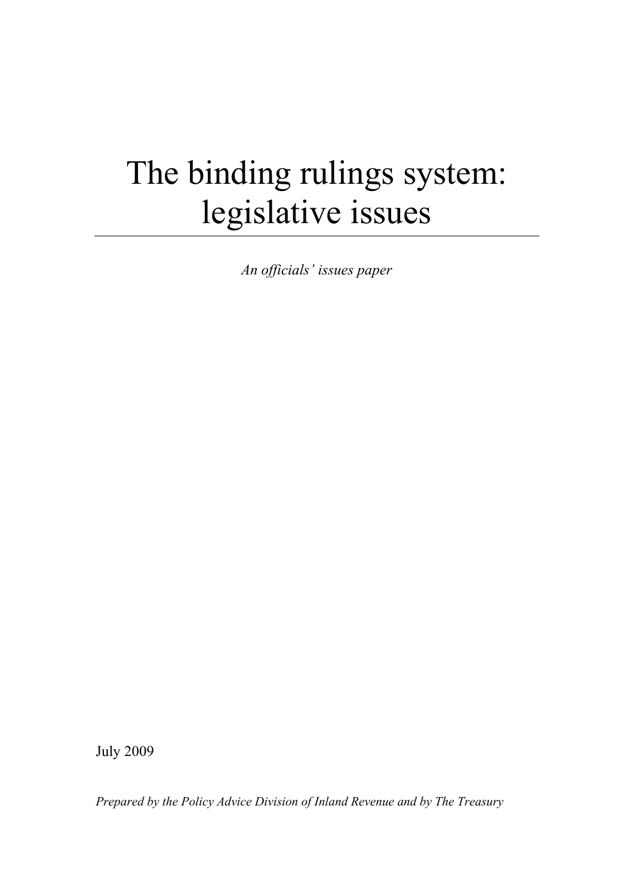# The binding rulings system: legislative issues

*An officials' issues paper*

July 2009

*Prepared by the Policy Advice Division of Inland Revenue and by The Treasury*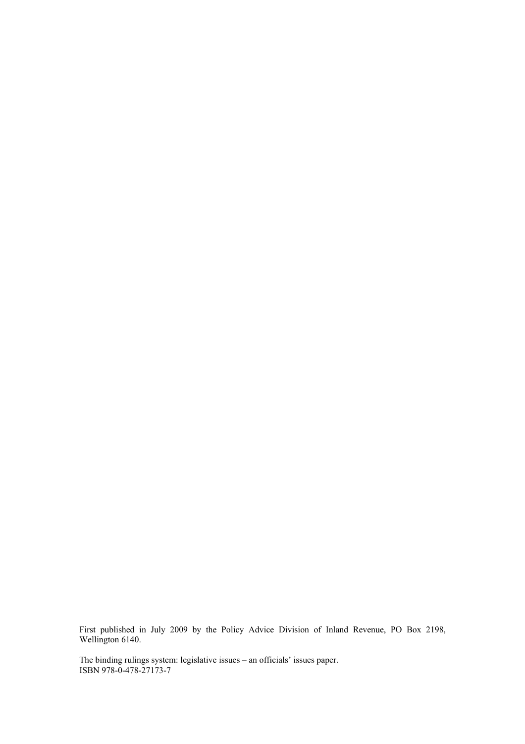First published in July 2009 by the Policy Advice Division of Inland Revenue, PO Box 2198, Wellington 6140.

The binding rulings system: legislative issues – an officials' issues paper.
ISBN 978-0-478-27173-7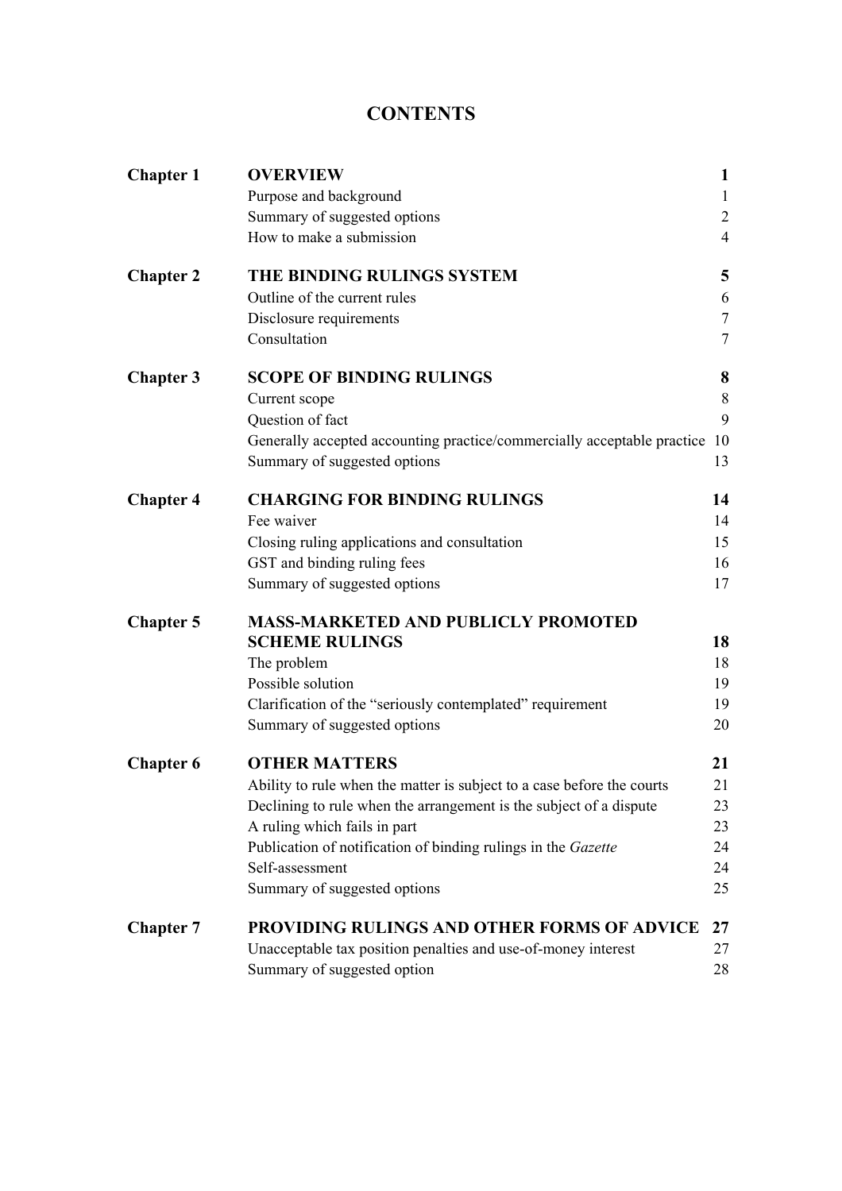# CONTENTS

| | | |
|---|---|---|
| **Chapter 1** | **OVERVIEW** | **1** |
| | Purpose and background | 1 |
| | Summary of suggested options | 2 |
| | How to make a submission | 4 |
| **Chapter 2** | **THE BINDING RULINGS SYSTEM** | **5** |
| | Outline of the current rules | 6 |
| | Disclosure requirements | 7 |
| | Consultation | 7 |
| **Chapter 3** | **SCOPE OF BINDING RULINGS** | **8** |
| | Current scope | 8 |
| | Question of fact | 9 |
| | Generally accepted accounting practice/commercially acceptable practice | 10 |
| | Summary of suggested options | 13 |
| **Chapter 4** | **CHARGING FOR BINDING RULINGS** | **14** |
| | Fee waiver | 14 |
| | Closing ruling applications and consultation | 15 |
| | GST and binding ruling fees | 16 |
| | Summary of suggested options | 17 |
| **Chapter 5** | **MASS-MARKETED AND PUBLICLY PROMOTED SCHEME RULINGS** | **18** |
| | The problem | 18 |
| | Possible solution | 19 |
| | Clarification of the "seriously contemplated" requirement | 19 |
| | Summary of suggested options | 20 |
| **Chapter 6** | **OTHER MATTERS** | **21** |
| | Ability to rule when the matter is subject to a case before the courts | 21 |
| | Declining to rule when the arrangement is the subject of a dispute | 23 |
| | A ruling which fails in part | 23 |
| | Publication of notification of binding rulings in the *Gazette* | 24 |
| | Self-assessment | 24 |
| | Summary of suggested options | 25 |
| **Chapter 7** | **PROVIDING RULINGS AND OTHER FORMS OF ADVICE** | **27** |
| | Unacceptable tax position penalties and use-of-money interest | 27 |
| | Summary of suggested option | 28 |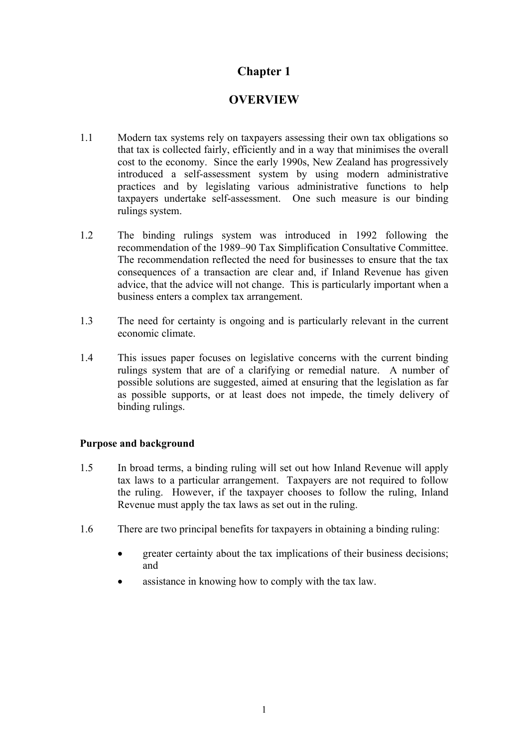# Chapter 1

# OVERVIEW

1.1 Modern tax systems rely on taxpayers assessing their own tax obligations so that tax is collected fairly, efficiently and in a way that minimises the overall cost to the economy. Since the early 1990s, New Zealand has progressively introduced a self-assessment system by using modern administrative practices and by legislating various administrative functions to help taxpayers undertake self-assessment. One such measure is our binding rulings system.

1.2 The binding rulings system was introduced in 1992 following the recommendation of the 1989–90 Tax Simplification Consultative Committee. The recommendation reflected the need for businesses to ensure that the tax consequences of a transaction are clear and, if Inland Revenue has given advice, that the advice will not change. This is particularly important when a business enters a complex tax arrangement.

1.3 The need for certainty is ongoing and is particularly relevant in the current economic climate.

1.4 This issues paper focuses on legislative concerns with the current binding rulings system that are of a clarifying or remedial nature. A number of possible solutions are suggested, aimed at ensuring that the legislation as far as possible supports, or at least does not impede, the timely delivery of binding rulings.

### Purpose and background

1.5 In broad terms, a binding ruling will set out how Inland Revenue will apply tax laws to a particular arrangement. Taxpayers are not required to follow the ruling. However, if the taxpayer chooses to follow the ruling, Inland Revenue must apply the tax laws as set out in the ruling.

1.6 There are two principal benefits for taxpayers in obtaining a binding ruling:

- greater certainty about the tax implications of their business decisions; and
- assistance in knowing how to comply with the tax law.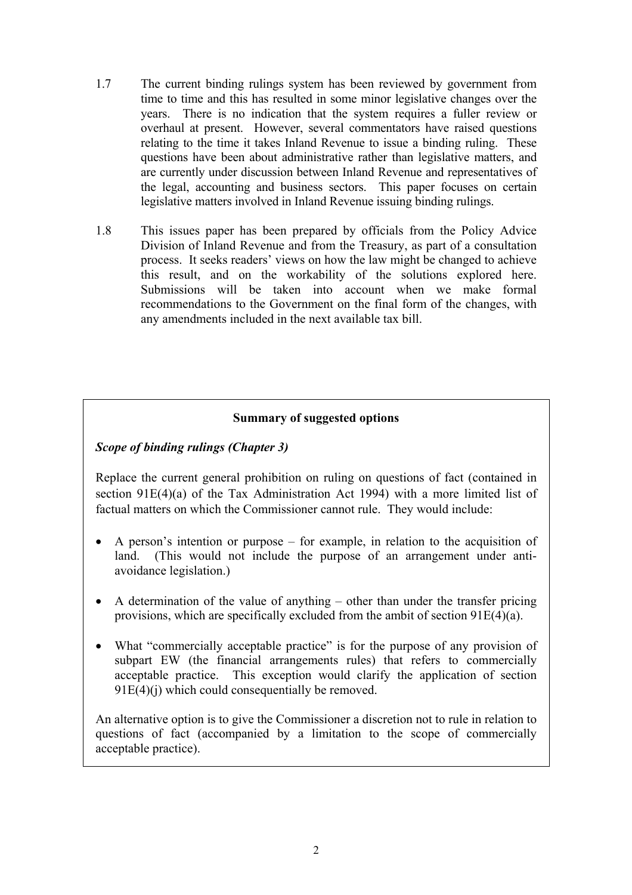1.7 The current binding rulings system has been reviewed by government from time to time and this has resulted in some minor legislative changes over the years. There is no indication that the system requires a fuller review or overhaul at present. However, several commentators have raised questions relating to the time it takes Inland Revenue to issue a binding ruling. These questions have been about administrative rather than legislative matters, and are currently under discussion between Inland Revenue and representatives of the legal, accounting and business sectors. This paper focuses on certain legislative matters involved in Inland Revenue issuing binding rulings.

1.8 This issues paper has been prepared by officials from the Policy Advice Division of Inland Revenue and from the Treasury, as part of a consultation process. It seeks readers' views on how the law might be changed to achieve this result, and on the workability of the solutions explored here. Submissions will be taken into account when we make formal recommendations to the Government on the final form of the changes, with any amendments included in the next available tax bill.

**Summary of suggested options**

***Scope of binding rulings (Chapter 3)***

Replace the current general prohibition on ruling on questions of fact (contained in section 91E(4)(a) of the Tax Administration Act 1994) with a more limited list of factual matters on which the Commissioner cannot rule. They would include:

- A person's intention or purpose – for example, in relation to the acquisition of land. (This would not include the purpose of an arrangement under anti-avoidance legislation.)
- A determination of the value of anything – other than under the transfer pricing provisions, which are specifically excluded from the ambit of section 91E(4)(a).
- What "commercially acceptable practice" is for the purpose of any provision of subpart EW (the financial arrangements rules) that refers to commercially acceptable practice. This exception would clarify the application of section 91E(4)(j) which could consequentially be removed.

An alternative option is to give the Commissioner a discretion not to rule in relation to questions of fact (accompanied by a limitation to the scope of commercially acceptable practice).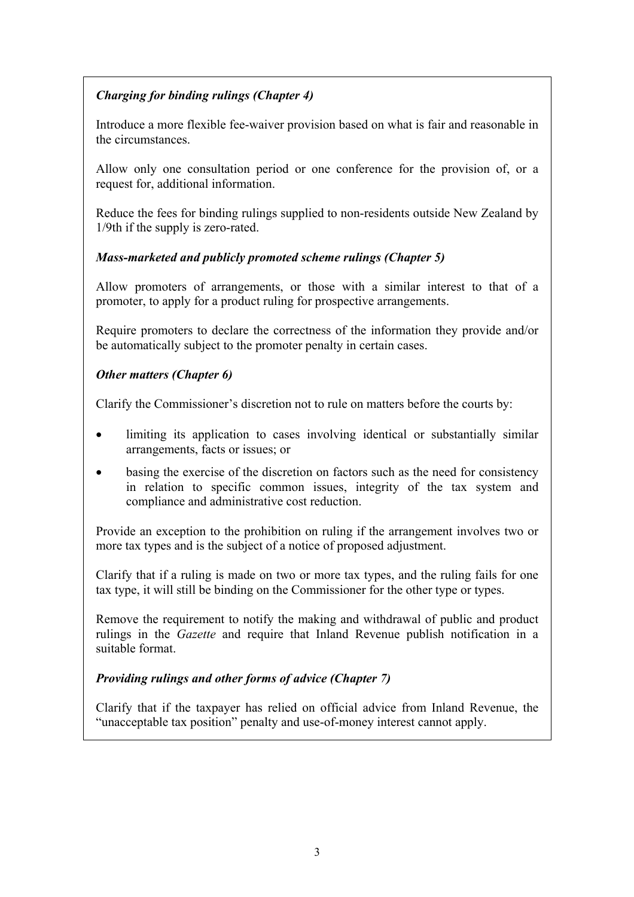***Charging for binding rulings (Chapter 4)***

Introduce a more flexible fee-waiver provision based on what is fair and reasonable in the circumstances.

Allow only one consultation period or one conference for the provision of, or a request for, additional information.

Reduce the fees for binding rulings supplied to non-residents outside New Zealand by 1/9th if the supply is zero-rated.

***Mass-marketed and publicly promoted scheme rulings (Chapter 5)***

Allow promoters of arrangements, or those with a similar interest to that of a promoter, to apply for a product ruling for prospective arrangements.

Require promoters to declare the correctness of the information they provide and/or be automatically subject to the promoter penalty in certain cases.

***Other matters (Chapter 6)***

Clarify the Commissioner's discretion not to rule on matters before the courts by:

- limiting its application to cases involving identical or substantially similar arrangements, facts or issues; or
- basing the exercise of the discretion on factors such as the need for consistency in relation to specific common issues, integrity of the tax system and compliance and administrative cost reduction.

Provide an exception to the prohibition on ruling if the arrangement involves two or more tax types and is the subject of a notice of proposed adjustment.

Clarify that if a ruling is made on two or more tax types, and the ruling fails for one tax type, it will still be binding on the Commissioner for the other type or types.

Remove the requirement to notify the making and withdrawal of public and product rulings in the *Gazette* and require that Inland Revenue publish notification in a suitable format.

***Providing rulings and other forms of advice (Chapter 7)***

Clarify that if the taxpayer has relied on official advice from Inland Revenue, the "unacceptable tax position" penalty and use-of-money interest cannot apply.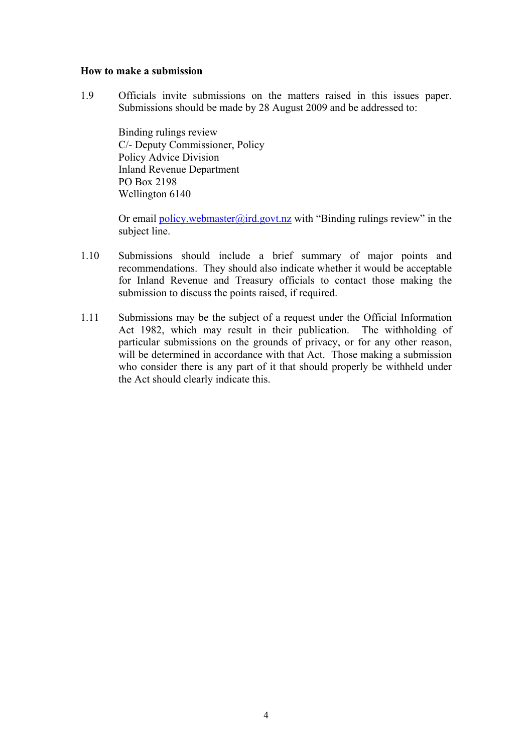**How to make a submission**

1.9 Officials invite submissions on the matters raised in this issues paper. Submissions should be made by 28 August 2009 and be addressed to:

Binding rulings review
C/- Deputy Commissioner, Policy
Policy Advice Division
Inland Revenue Department
PO Box 2198
Wellington 6140

Or email policy.webmaster@ird.govt.nz with "Binding rulings review" in the subject line.

1.10 Submissions should include a brief summary of major points and recommendations. They should also indicate whether it would be acceptable for Inland Revenue and Treasury officials to contact those making the submission to discuss the points raised, if required.

1.11 Submissions may be the subject of a request under the Official Information Act 1982, which may result in their publication. The withholding of particular submissions on the grounds of privacy, or for any other reason, will be determined in accordance with that Act. Those making a submission who consider there is any part of it that should properly be withheld under the Act should clearly indicate this.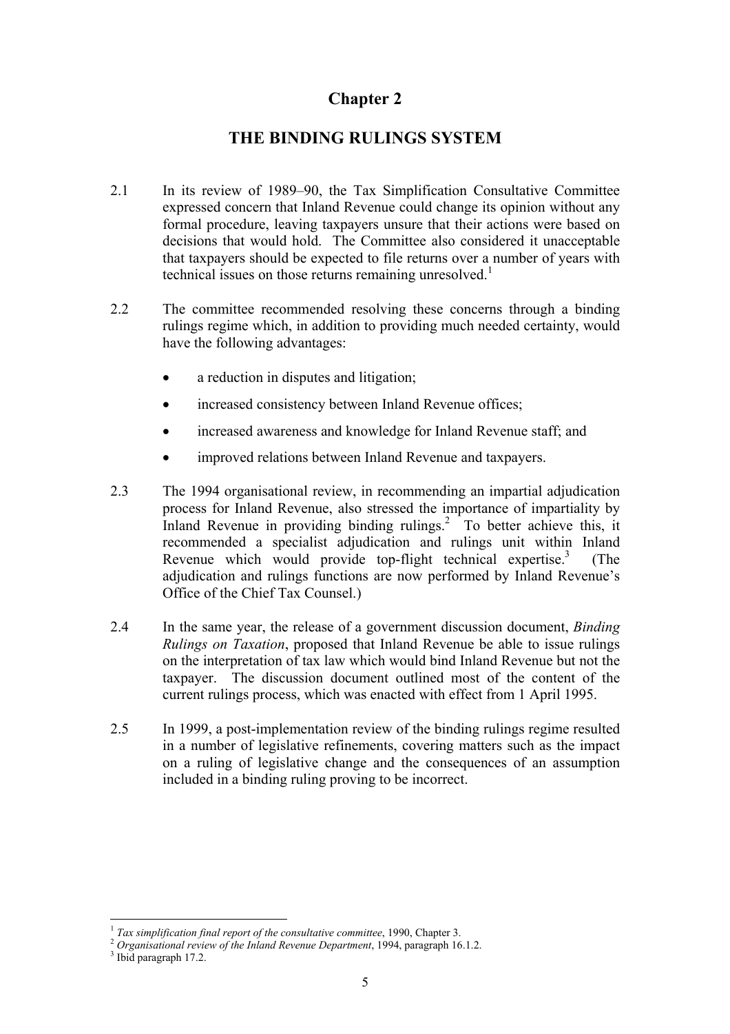# Chapter 2

## THE BINDING RULINGS SYSTEM

2.1 In its review of 1989–90, the Tax Simplification Consultative Committee expressed concern that Inland Revenue could change its opinion without any formal procedure, leaving taxpayers unsure that their actions were based on decisions that would hold. The Committee also considered it unacceptable that taxpayers should be expected to file returns over a number of years with technical issues on those returns remaining unresolved.[1]

2.2 The committee recommended resolving these concerns through a binding rulings regime which, in addition to providing much needed certainty, would have the following advantages:

- a reduction in disputes and litigation;
- increased consistency between Inland Revenue offices;
- increased awareness and knowledge for Inland Revenue staff; and
- improved relations between Inland Revenue and taxpayers.

2.3 The 1994 organisational review, in recommending an impartial adjudication process for Inland Revenue, also stressed the importance of impartiality by Inland Revenue in providing binding rulings.[2] To better achieve this, it recommended a specialist adjudication and rulings unit within Inland Revenue which would provide top-flight technical expertise.[3] (The adjudication and rulings functions are now performed by Inland Revenue's Office of the Chief Tax Counsel.)

2.4 In the same year, the release of a government discussion document, *Binding Rulings on Taxation*, proposed that Inland Revenue be able to issue rulings on the interpretation of tax law which would bind Inland Revenue but not the taxpayer. The discussion document outlined most of the content of the current rulings process, which was enacted with effect from 1 April 1995.

2.5 In 1999, a post-implementation review of the binding rulings regime resulted in a number of legislative refinements, covering matters such as the impact on a ruling of legislative change and the consequences of an assumption included in a binding ruling proving to be incorrect.

---

[1] *Tax simplification final report of the consultative committee*, 1990, Chapter 3.

[2] *Organisational review of the Inland Revenue Department*, 1994, paragraph 16.1.2.

[3] Ibid paragraph 17.2.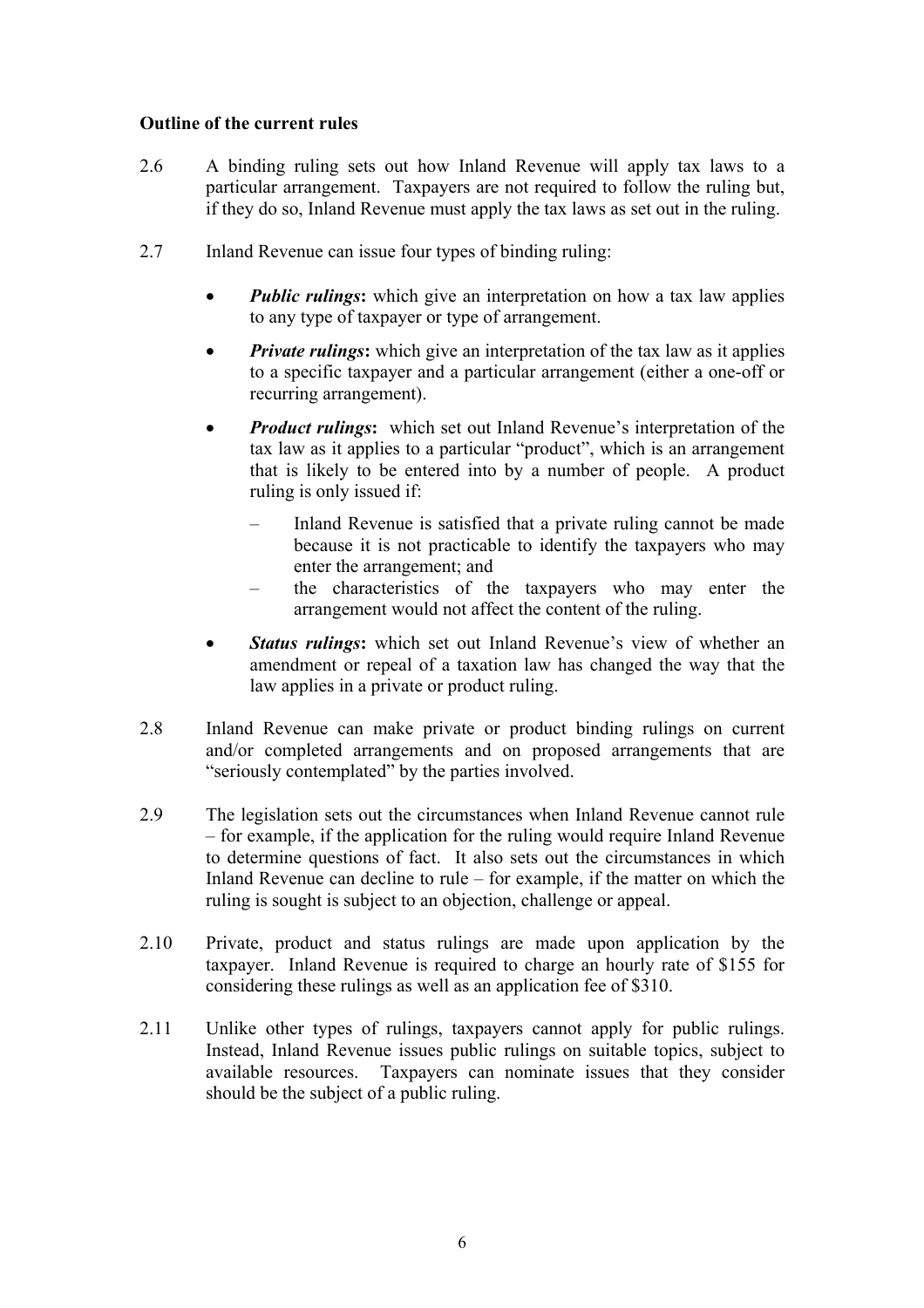**Outline of the current rules**

2.6 A binding ruling sets out how Inland Revenue will apply tax laws to a particular arrangement. Taxpayers are not required to follow the ruling but, if they do so, Inland Revenue must apply the tax laws as set out in the ruling.

2.7 Inland Revenue can issue four types of binding ruling:

- ***Public rulings*****:** which give an interpretation on how a tax law applies to any type of taxpayer or type of arrangement.
- ***Private rulings*****:** which give an interpretation of the tax law as it applies to a specific taxpayer and a particular arrangement (either a one-off or recurring arrangement).
- ***Product rulings*****:** which set out Inland Revenue's interpretation of the tax law as it applies to a particular "product", which is an arrangement that is likely to be entered into by a number of people. A product ruling is only issued if:
  - Inland Revenue is satisfied that a private ruling cannot be made because it is not practicable to identify the taxpayers who may enter the arrangement; and
  - the characteristics of the taxpayers who may enter the arrangement would not affect the content of the ruling.
- ***Status rulings*****:** which set out Inland Revenue's view of whether an amendment or repeal of a taxation law has changed the way that the law applies in a private or product ruling.

2.8 Inland Revenue can make private or product binding rulings on current and/or completed arrangements and on proposed arrangements that are "seriously contemplated" by the parties involved.

2.9 The legislation sets out the circumstances when Inland Revenue cannot rule – for example, if the application for the ruling would require Inland Revenue to determine questions of fact. It also sets out the circumstances in which Inland Revenue can decline to rule – for example, if the matter on which the ruling is sought is subject to an objection, challenge or appeal.

2.10 Private, product and status rulings are made upon application by the taxpayer. Inland Revenue is required to charge an hourly rate of $155 for considering these rulings as well as an application fee of $310.

2.11 Unlike other types of rulings, taxpayers cannot apply for public rulings. Instead, Inland Revenue issues public rulings on suitable topics, subject to available resources. Taxpayers can nominate issues that they consider should be the subject of a public ruling.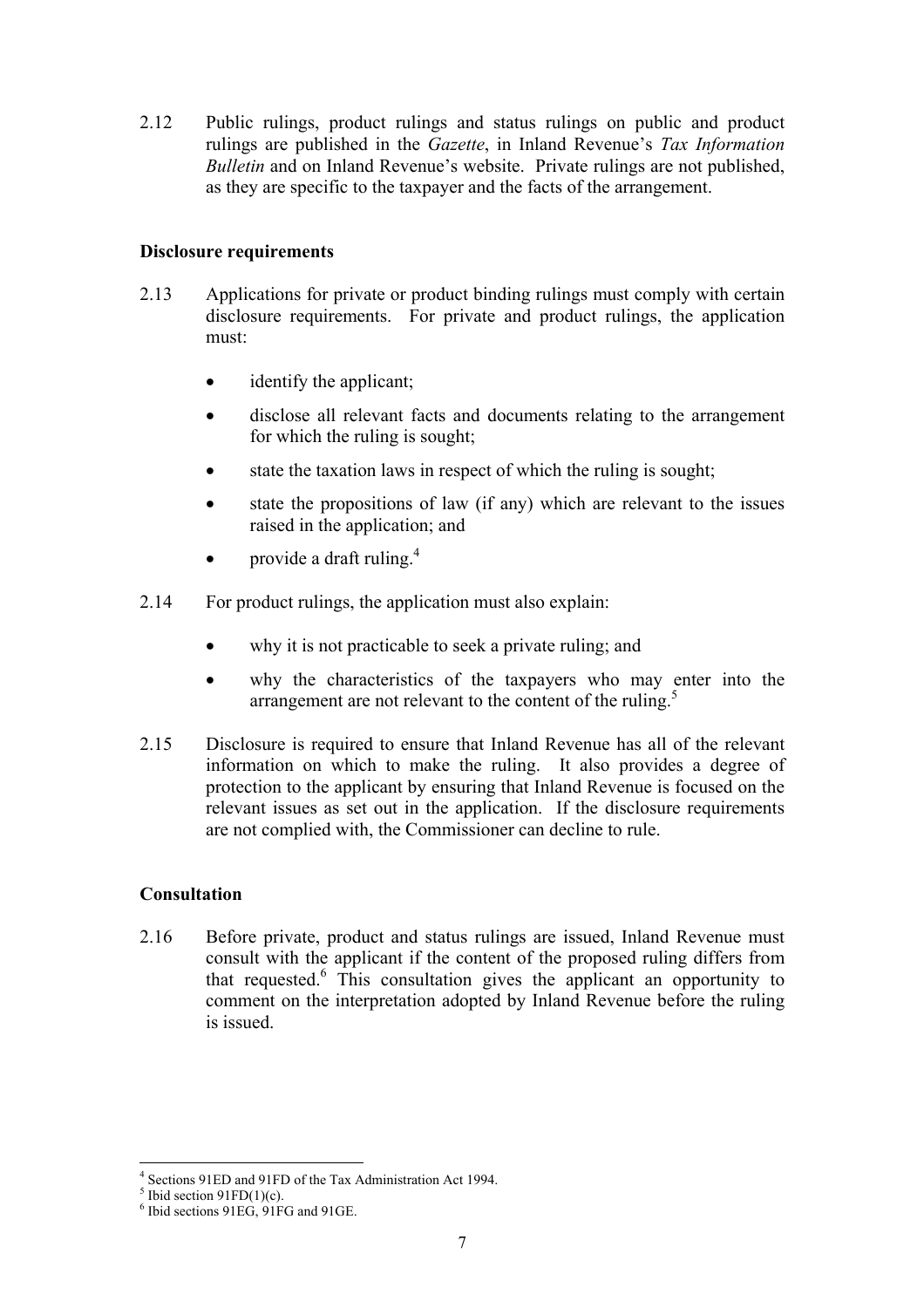2.12 Public rulings, product rulings and status rulings on public and product rulings are published in the *Gazette*, in Inland Revenue's *Tax Information Bulletin* and on Inland Revenue's website. Private rulings are not published, as they are specific to the taxpayer and the facts of the arrangement.

**Disclosure requirements**

2.13 Applications for private or product binding rulings must comply with certain disclosure requirements. For private and product rulings, the application must:

- identify the applicant;
- disclose all relevant facts and documents relating to the arrangement for which the ruling is sought;
- state the taxation laws in respect of which the ruling is sought;
- state the propositions of law (if any) which are relevant to the issues raised in the application; and
- provide a draft ruling.[4]

2.14 For product rulings, the application must also explain:

- why it is not practicable to seek a private ruling; and
- why the characteristics of the taxpayers who may enter into the arrangement are not relevant to the content of the ruling.[5]

2.15 Disclosure is required to ensure that Inland Revenue has all of the relevant information on which to make the ruling. It also provides a degree of protection to the applicant by ensuring that Inland Revenue is focused on the relevant issues as set out in the application. If the disclosure requirements are not complied with, the Commissioner can decline to rule.

**Consultation**

2.16 Before private, product and status rulings are issued, Inland Revenue must consult with the applicant if the content of the proposed ruling differs from that requested.[6] This consultation gives the applicant an opportunity to comment on the interpretation adopted by Inland Revenue before the ruling is issued.

---

[4] Sections 91ED and 91FD of the Tax Administration Act 1994.

[5] Ibid section 91FD(1)(c).

[6] Ibid sections 91EG, 91FG and 91GE.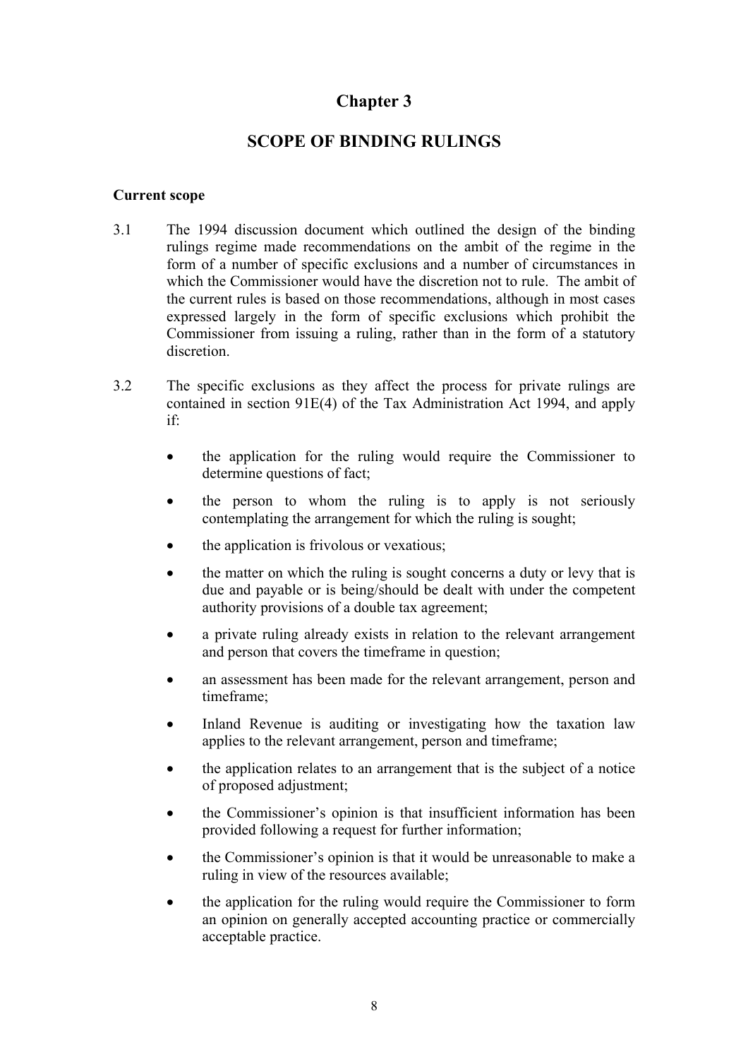# Chapter 3

# SCOPE OF BINDING RULINGS

**Current scope**

3.1 The 1994 discussion document which outlined the design of the binding rulings regime made recommendations on the ambit of the regime in the form of a number of specific exclusions and a number of circumstances in which the Commissioner would have the discretion not to rule. The ambit of the current rules is based on those recommendations, although in most cases expressed largely in the form of specific exclusions which prohibit the Commissioner from issuing a ruling, rather than in the form of a statutory discretion.

3.2 The specific exclusions as they affect the process for private rulings are contained in section 91E(4) of the Tax Administration Act 1994, and apply if:

- the application for the ruling would require the Commissioner to determine questions of fact;
- the person to whom the ruling is to apply is not seriously contemplating the arrangement for which the ruling is sought;
- the application is frivolous or vexatious;
- the matter on which the ruling is sought concerns a duty or levy that is due and payable or is being/should be dealt with under the competent authority provisions of a double tax agreement;
- a private ruling already exists in relation to the relevant arrangement and person that covers the timeframe in question;
- an assessment has been made for the relevant arrangement, person and timeframe;
- Inland Revenue is auditing or investigating how the taxation law applies to the relevant arrangement, person and timeframe;
- the application relates to an arrangement that is the subject of a notice of proposed adjustment;
- the Commissioner's opinion is that insufficient information has been provided following a request for further information;
- the Commissioner's opinion is that it would be unreasonable to make a ruling in view of the resources available;
- the application for the ruling would require the Commissioner to form an opinion on generally accepted accounting practice or commercially acceptable practice.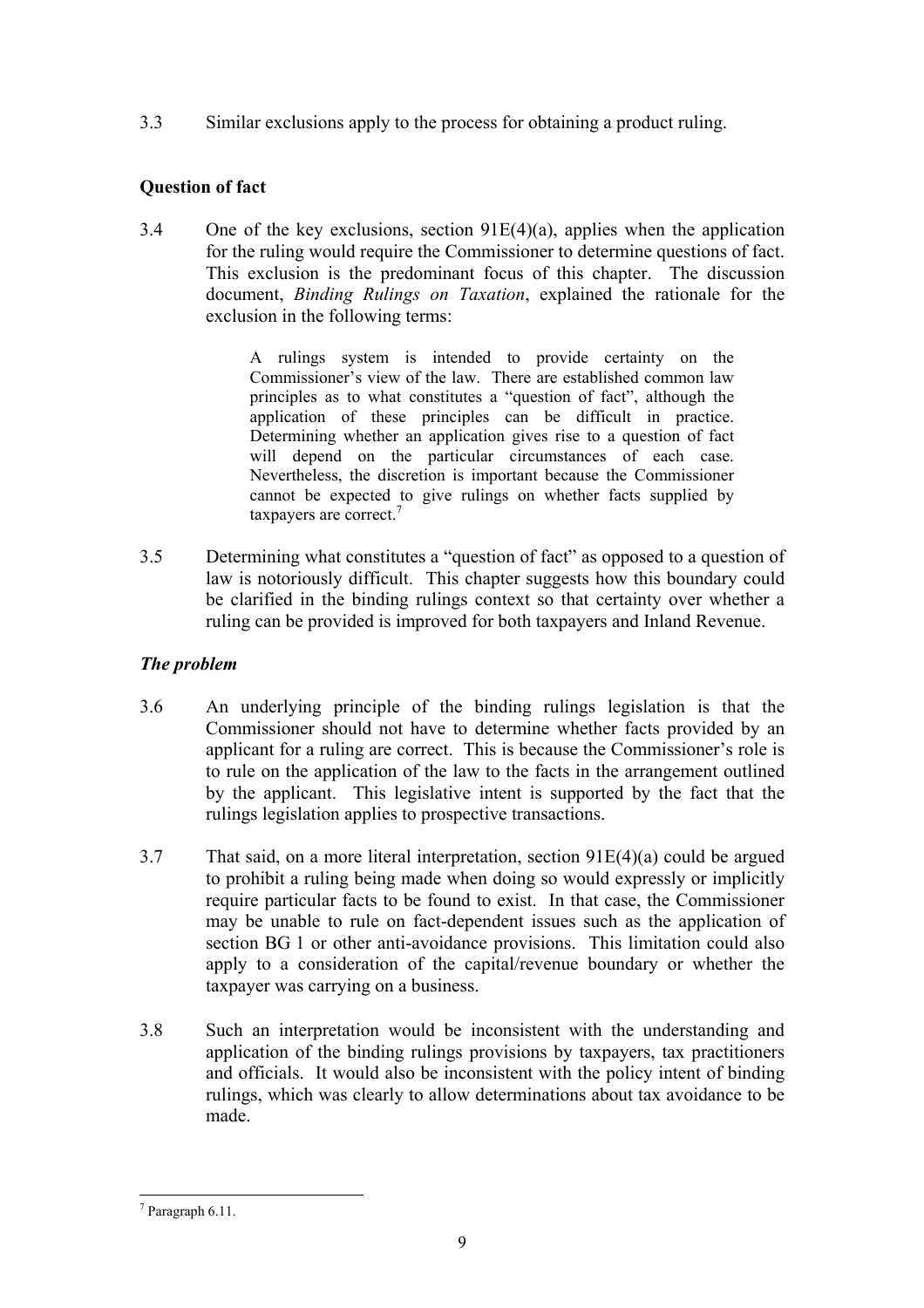3.3 Similar exclusions apply to the process for obtaining a product ruling.

### Question of fact

3.4 One of the key exclusions, section 91E(4)(a), applies when the application for the ruling would require the Commissioner to determine questions of fact. This exclusion is the predominant focus of this chapter. The discussion document, *Binding Rulings on Taxation*, explained the rationale for the exclusion in the following terms:

> A rulings system is intended to provide certainty on the Commissioner's view of the law. There are established common law principles as to what constitutes a "question of fact", although the application of these principles can be difficult in practice. Determining whether an application gives rise to a question of fact will depend on the particular circumstances of each case. Nevertheless, the discretion is important because the Commissioner cannot be expected to give rulings on whether facts supplied by taxpayers are correct.[7]

3.5 Determining what constitutes a "question of fact" as opposed to a question of law is notoriously difficult. This chapter suggests how this boundary could be clarified in the binding rulings context so that certainty over whether a ruling can be provided is improved for both taxpayers and Inland Revenue.

#### *The problem*

3.6 An underlying principle of the binding rulings legislation is that the Commissioner should not have to determine whether facts provided by an applicant for a ruling are correct. This is because the Commissioner's role is to rule on the application of the law to the facts in the arrangement outlined by the applicant. This legislative intent is supported by the fact that the rulings legislation applies to prospective transactions.

3.7 That said, on a more literal interpretation, section 91E(4)(a) could be argued to prohibit a ruling being made when doing so would expressly or implicitly require particular facts to be found to exist. In that case, the Commissioner may be unable to rule on fact-dependent issues such as the application of section BG 1 or other anti-avoidance provisions. This limitation could also apply to a consideration of the capital/revenue boundary or whether the taxpayer was carrying on a business.

3.8 Such an interpretation would be inconsistent with the understanding and application of the binding rulings provisions by taxpayers, tax practitioners and officials. It would also be inconsistent with the policy intent of binding rulings, which was clearly to allow determinations about tax avoidance to be made.

---

[7] Paragraph 6.11.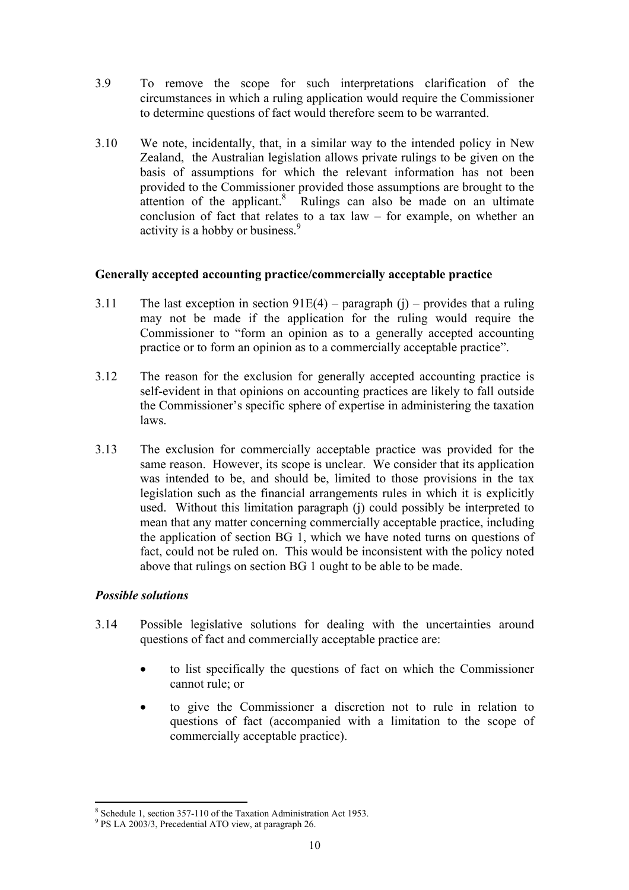3.9 To remove the scope for such interpretations clarification of the circumstances in which a ruling application would require the Commissioner to determine questions of fact would therefore seem to be warranted.

3.10 We note, incidentally, that, in a similar way to the intended policy in New Zealand, the Australian legislation allows private rulings to be given on the basis of assumptions for which the relevant information has not been provided to the Commissioner provided those assumptions are brought to the attention of the applicant.[8] Rulings can also be made on an ultimate conclusion of fact that relates to a tax law – for example, on whether an activity is a hobby or business.[9]

### Generally accepted accounting practice/commercially acceptable practice

3.11 The last exception in section 91E(4) – paragraph (j) – provides that a ruling may not be made if the application for the ruling would require the Commissioner to "form an opinion as to a generally accepted accounting practice or to form an opinion as to a commercially acceptable practice".

3.12 The reason for the exclusion for generally accepted accounting practice is self-evident in that opinions on accounting practices are likely to fall outside the Commissioner's specific sphere of expertise in administering the taxation laws.

3.13 The exclusion for commercially acceptable practice was provided for the same reason. However, its scope is unclear. We consider that its application was intended to be, and should be, limited to those provisions in the tax legislation such as the financial arrangements rules in which it is explicitly used. Without this limitation paragraph (j) could possibly be interpreted to mean that any matter concerning commercially acceptable practice, including the application of section BG 1, which we have noted turns on questions of fact, could not be ruled on. This would be inconsistent with the policy noted above that rulings on section BG 1 ought to be able to be made.

#### *Possible solutions*

3.14 Possible legislative solutions for dealing with the uncertainties around questions of fact and commercially acceptable practice are:

- to list specifically the questions of fact on which the Commissioner cannot rule; or
- to give the Commissioner a discretion not to rule in relation to questions of fact (accompanied with a limitation to the scope of commercially acceptable practice).

---

[8] Schedule 1, section 357-110 of the Taxation Administration Act 1953.

[9] PS LA 2003/3, Precedential ATO view, at paragraph 26.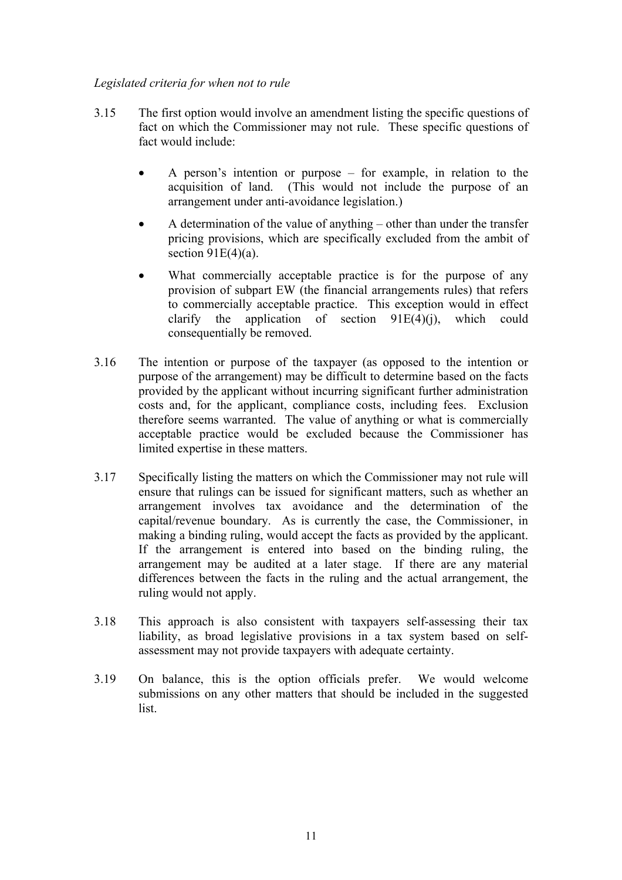*Legislated criteria for when not to rule*

3.15 The first option would involve an amendment listing the specific questions of fact on which the Commissioner may not rule. These specific questions of fact would include:

- A person's intention or purpose – for example, in relation to the acquisition of land. (This would not include the purpose of an arrangement under anti-avoidance legislation.)
- A determination of the value of anything – other than under the transfer pricing provisions, which are specifically excluded from the ambit of section 91E(4)(a).
- What commercially acceptable practice is for the purpose of any provision of subpart EW (the financial arrangements rules) that refers to commercially acceptable practice. This exception would in effect clarify the application of section 91E(4)(j), which could consequentially be removed.

3.16 The intention or purpose of the taxpayer (as opposed to the intention or purpose of the arrangement) may be difficult to determine based on the facts provided by the applicant without incurring significant further administration costs and, for the applicant, compliance costs, including fees. Exclusion therefore seems warranted. The value of anything or what is commercially acceptable practice would be excluded because the Commissioner has limited expertise in these matters.

3.17 Specifically listing the matters on which the Commissioner may not rule will ensure that rulings can be issued for significant matters, such as whether an arrangement involves tax avoidance and the determination of the capital/revenue boundary. As is currently the case, the Commissioner, in making a binding ruling, would accept the facts as provided by the applicant. If the arrangement is entered into based on the binding ruling, the arrangement may be audited at a later stage. If there are any material differences between the facts in the ruling and the actual arrangement, the ruling would not apply.

3.18 This approach is also consistent with taxpayers self-assessing their tax liability, as broad legislative provisions in a tax system based on self-assessment may not provide taxpayers with adequate certainty.

3.19 On balance, this is the option officials prefer. We would welcome submissions on any other matters that should be included in the suggested list.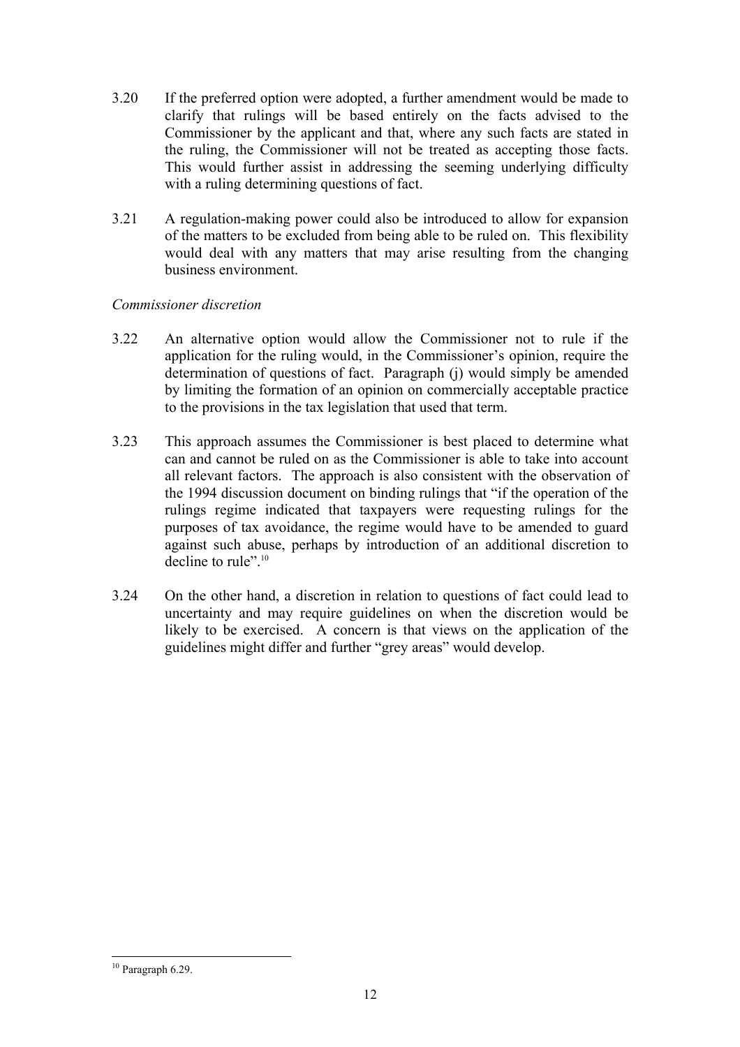3.20 If the preferred option were adopted, a further amendment would be made to clarify that rulings will be based entirely on the facts advised to the Commissioner by the applicant and that, where any such facts are stated in the ruling, the Commissioner will not be treated as accepting those facts. This would further assist in addressing the seeming underlying difficulty with a ruling determining questions of fact.

3.21 A regulation-making power could also be introduced to allow for expansion of the matters to be excluded from being able to be ruled on. This flexibility would deal with any matters that may arise resulting from the changing business environment.

*Commissioner discretion*

3.22 An alternative option would allow the Commissioner not to rule if the application for the ruling would, in the Commissioner's opinion, require the determination of questions of fact. Paragraph (j) would simply be amended by limiting the formation of an opinion on commercially acceptable practice to the provisions in the tax legislation that used that term.

3.23 This approach assumes the Commissioner is best placed to determine what can and cannot be ruled on as the Commissioner is able to take into account all relevant factors. The approach is also consistent with the observation of the 1994 discussion document on binding rulings that "if the operation of the rulings regime indicated that taxpayers were requesting rulings for the purposes of tax avoidance, the regime would have to be amended to guard against such abuse, perhaps by introduction of an additional discretion to decline to rule".[10]

3.24 On the other hand, a discretion in relation to questions of fact could lead to uncertainty and may require guidelines on when the discretion would be likely to be exercised. A concern is that views on the application of the guidelines might differ and further "grey areas" would develop.

---

[10] Paragraph 6.29.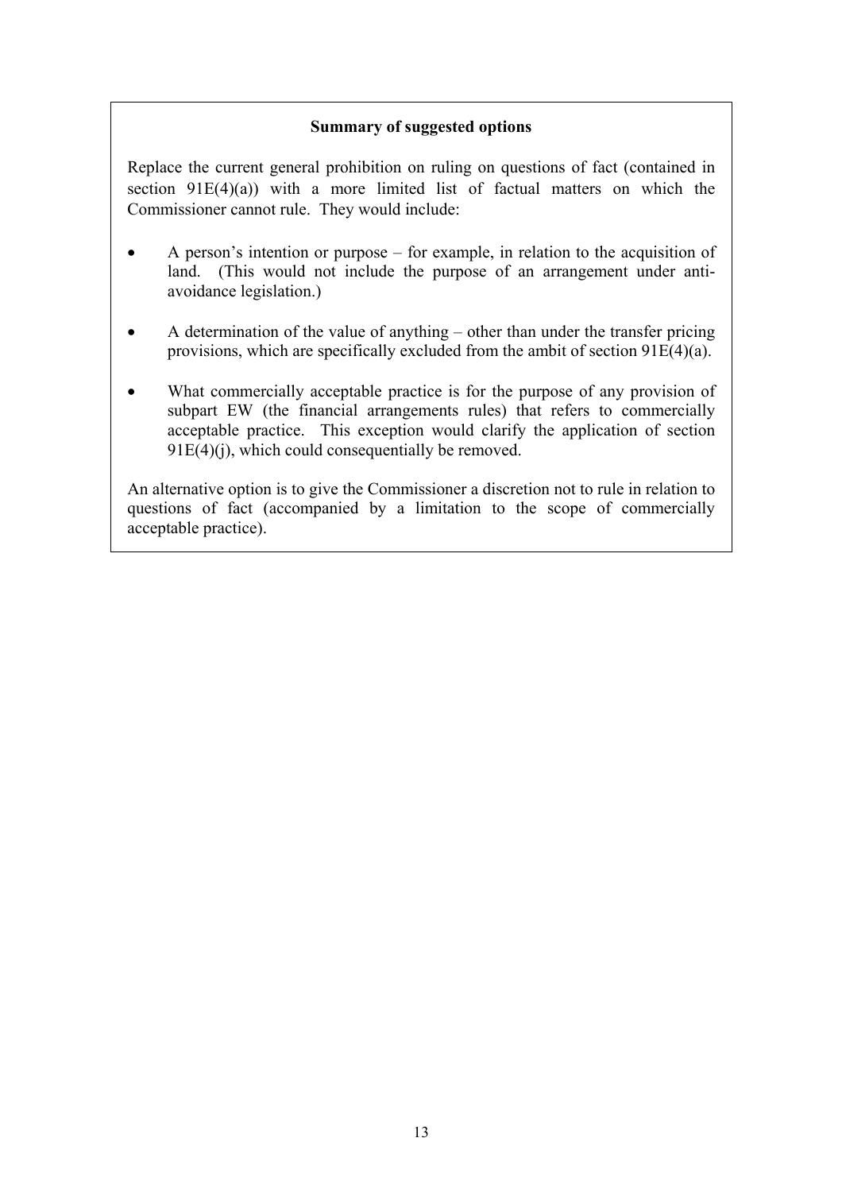**Summary of suggested options**

Replace the current general prohibition on ruling on questions of fact (contained in section 91E(4)(a)) with a more limited list of factual matters on which the Commissioner cannot rule. They would include:

- A person's intention or purpose – for example, in relation to the acquisition of land. (This would not include the purpose of an arrangement under anti-avoidance legislation.)
- A determination of the value of anything – other than under the transfer pricing provisions, which are specifically excluded from the ambit of section 91E(4)(a).
- What commercially acceptable practice is for the purpose of any provision of subpart EW (the financial arrangements rules) that refers to commercially acceptable practice. This exception would clarify the application of section 91E(4)(j), which could consequentially be removed.

An alternative option is to give the Commissioner a discretion not to rule in relation to questions of fact (accompanied by a limitation to the scope of commercially acceptable practice).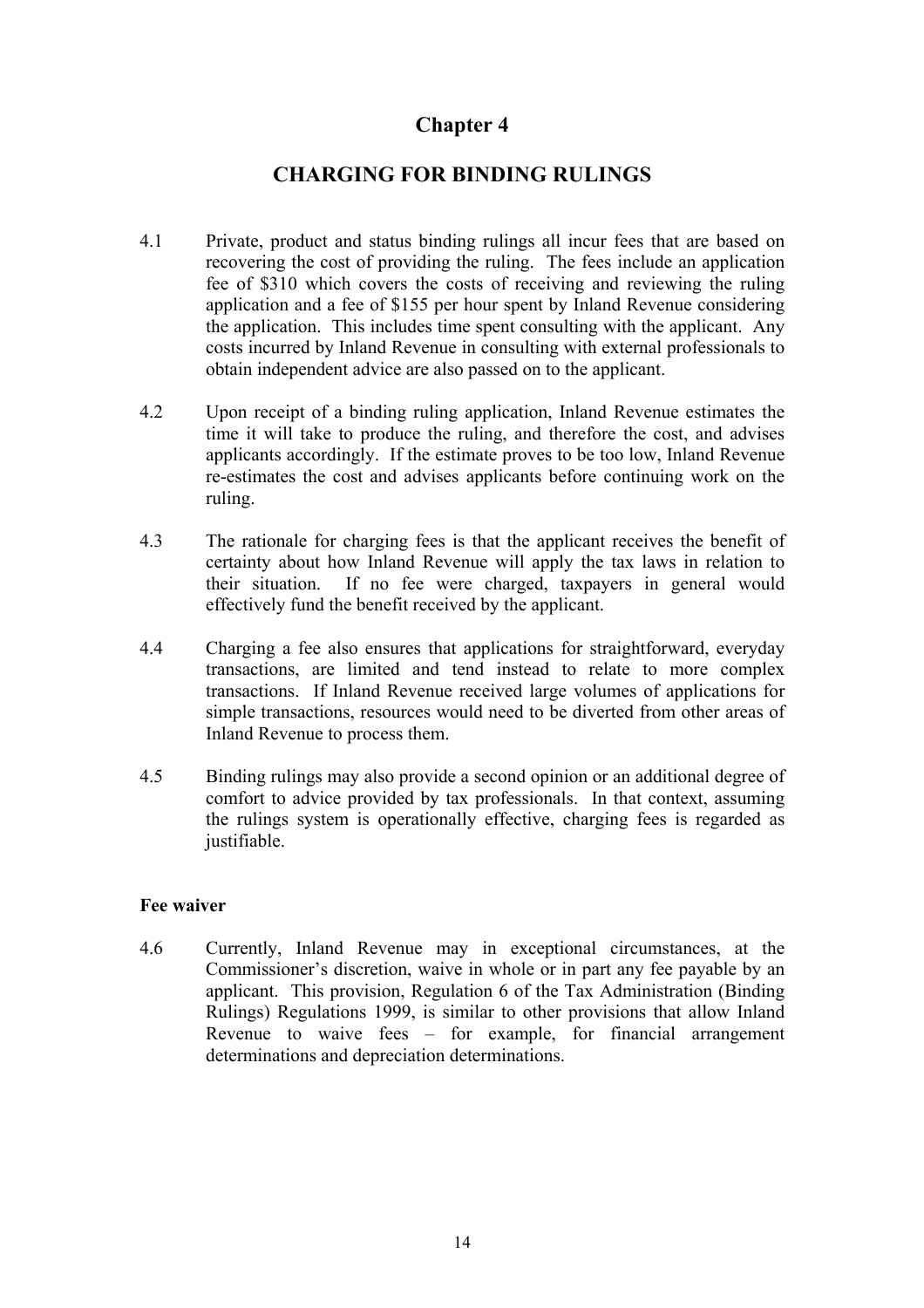# Chapter 4

## CHARGING FOR BINDING RULINGS

4.1 Private, product and status binding rulings all incur fees that are based on recovering the cost of providing the ruling. The fees include an application fee of $310 which covers the costs of receiving and reviewing the ruling application and a fee of $155 per hour spent by Inland Revenue considering the application. This includes time spent consulting with the applicant. Any costs incurred by Inland Revenue in consulting with external professionals to obtain independent advice are also passed on to the applicant.

4.2 Upon receipt of a binding ruling application, Inland Revenue estimates the time it will take to produce the ruling, and therefore the cost, and advises applicants accordingly. If the estimate proves to be too low, Inland Revenue re-estimates the cost and advises applicants before continuing work on the ruling.

4.3 The rationale for charging fees is that the applicant receives the benefit of certainty about how Inland Revenue will apply the tax laws in relation to their situation. If no fee were charged, taxpayers in general would effectively fund the benefit received by the applicant.

4.4 Charging a fee also ensures that applications for straightforward, everyday transactions, are limited and tend instead to relate to more complex transactions. If Inland Revenue received large volumes of applications for simple transactions, resources would need to be diverted from other areas of Inland Revenue to process them.

4.5 Binding rulings may also provide a second opinion or an additional degree of comfort to advice provided by tax professionals. In that context, assuming the rulings system is operationally effective, charging fees is regarded as justifiable.

**Fee waiver**

4.6 Currently, Inland Revenue may in exceptional circumstances, at the Commissioner's discretion, waive in whole or in part any fee payable by an applicant. This provision, Regulation 6 of the Tax Administration (Binding Rulings) Regulations 1999, is similar to other provisions that allow Inland Revenue to waive fees – for example, for financial arrangement determinations and depreciation determinations.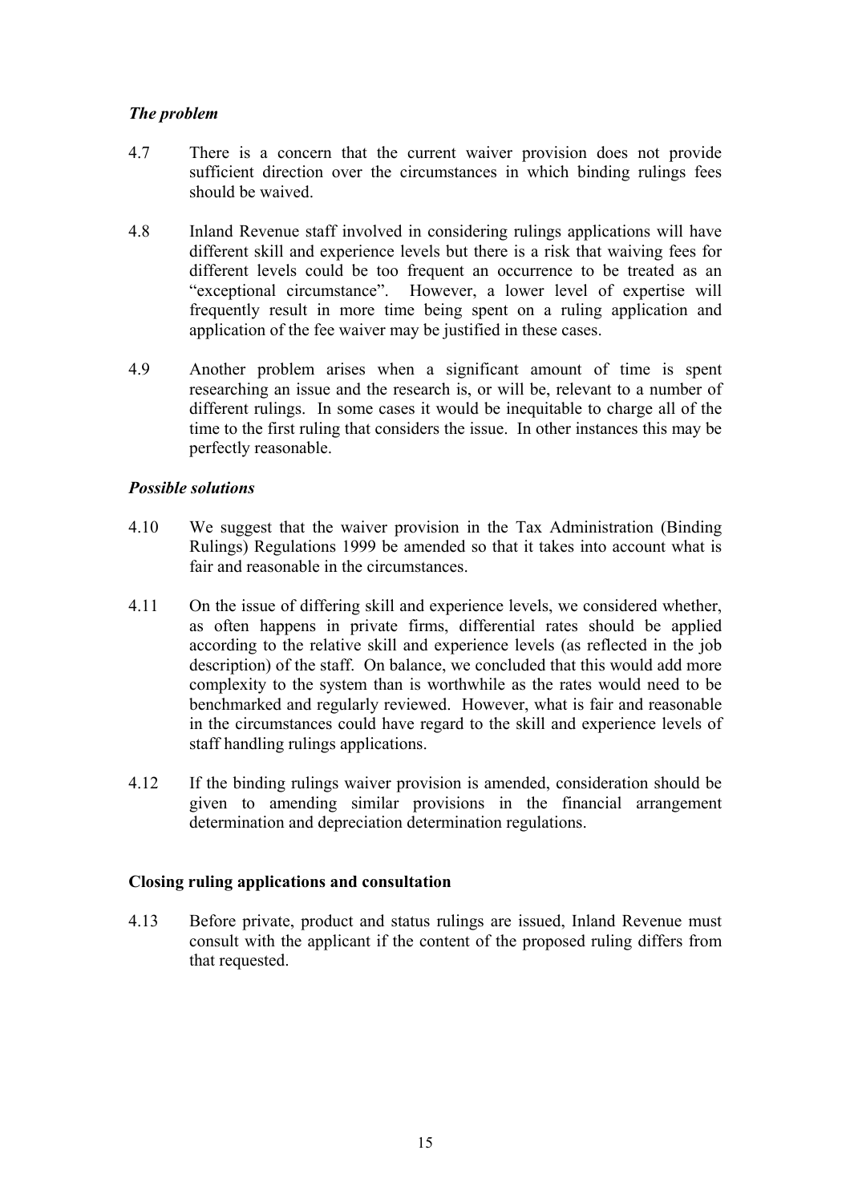*The problem*

4.7 There is a concern that the current waiver provision does not provide sufficient direction over the circumstances in which binding rulings fees should be waived.

4.8 Inland Revenue staff involved in considering rulings applications will have different skill and experience levels but there is a risk that waiving fees for different levels could be too frequent an occurrence to be treated as an "exceptional circumstance". However, a lower level of expertise will frequently result in more time being spent on a ruling application and application of the fee waiver may be justified in these cases.

4.9 Another problem arises when a significant amount of time is spent researching an issue and the research is, or will be, relevant to a number of different rulings. In some cases it would be inequitable to charge all of the time to the first ruling that considers the issue. In other instances this may be perfectly reasonable.

*Possible solutions*

4.10 We suggest that the waiver provision in the Tax Administration (Binding Rulings) Regulations 1999 be amended so that it takes into account what is fair and reasonable in the circumstances.

4.11 On the issue of differing skill and experience levels, we considered whether, as often happens in private firms, differential rates should be applied according to the relative skill and experience levels (as reflected in the job description) of the staff. On balance, we concluded that this would add more complexity to the system than is worthwhile as the rates would need to be benchmarked and regularly reviewed. However, what is fair and reasonable in the circumstances could have regard to the skill and experience levels of staff handling rulings applications.

4.12 If the binding rulings waiver provision is amended, consideration should be given to amending similar provisions in the financial arrangement determination and depreciation determination regulations.

**Closing ruling applications and consultation**

4.13 Before private, product and status rulings are issued, Inland Revenue must consult with the applicant if the content of the proposed ruling differs from that requested.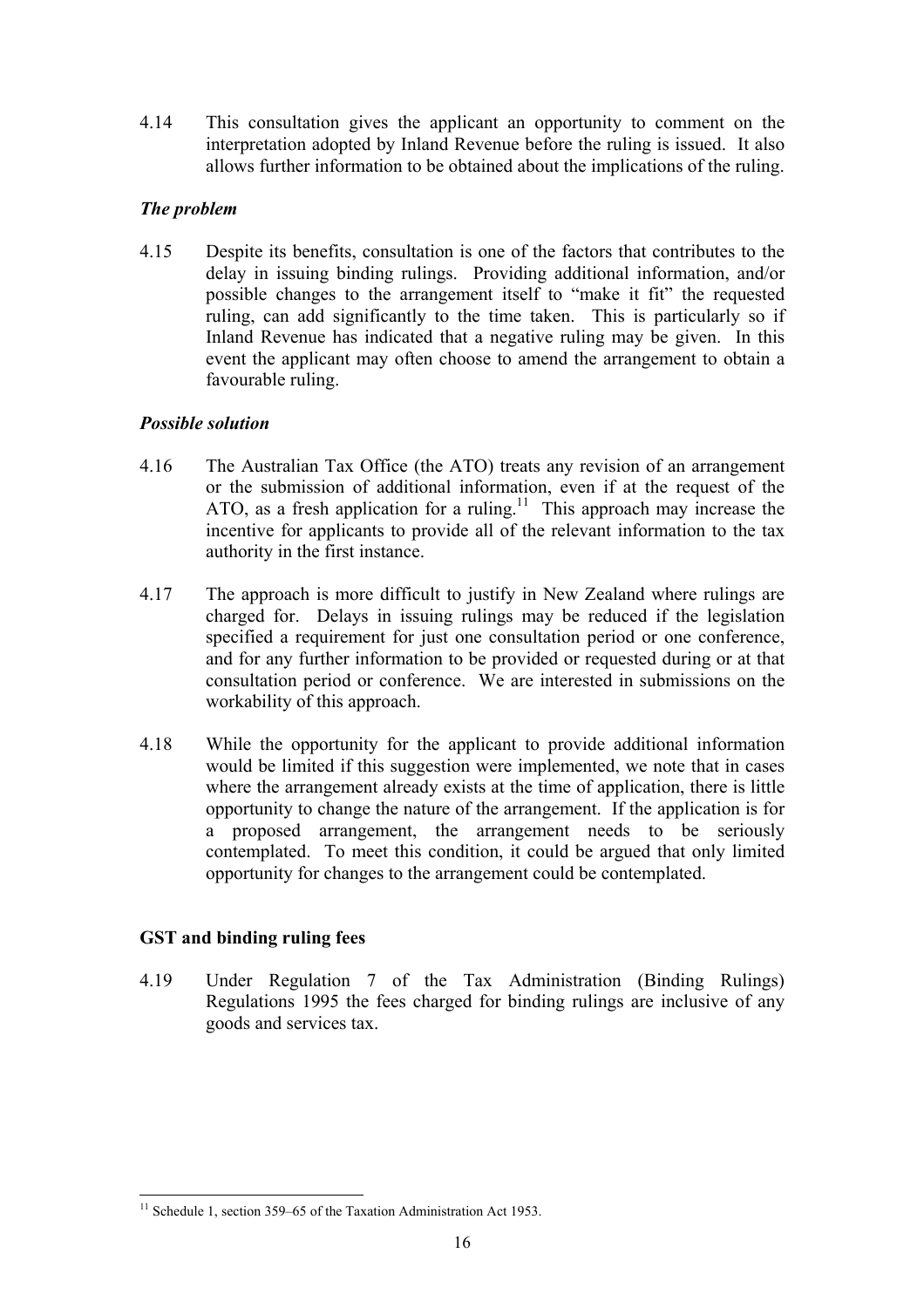4.14 This consultation gives the applicant an opportunity to comment on the interpretation adopted by Inland Revenue before the ruling is issued. It also allows further information to be obtained about the implications of the ruling.

### *The problem*

4.15 Despite its benefits, consultation is one of the factors that contributes to the delay in issuing binding rulings. Providing additional information, and/or possible changes to the arrangement itself to "make it fit" the requested ruling, can add significantly to the time taken. This is particularly so if Inland Revenue has indicated that a negative ruling may be given. In this event the applicant may often choose to amend the arrangement to obtain a favourable ruling.

### *Possible solution*

4.16 The Australian Tax Office (the ATO) treats any revision of an arrangement or the submission of additional information, even if at the request of the ATO, as a fresh application for a ruling.[11] This approach may increase the incentive for applicants to provide all of the relevant information to the tax authority in the first instance.

4.17 The approach is more difficult to justify in New Zealand where rulings are charged for. Delays in issuing rulings may be reduced if the legislation specified a requirement for just one consultation period or one conference, and for any further information to be provided or requested during or at that consultation period or conference. We are interested in submissions on the workability of this approach.

4.18 While the opportunity for the applicant to provide additional information would be limited if this suggestion were implemented, we note that in cases where the arrangement already exists at the time of application, there is little opportunity to change the nature of the arrangement. If the application is for a proposed arrangement, the arrangement needs to be seriously contemplated. To meet this condition, it could be argued that only limited opportunity for changes to the arrangement could be contemplated.

## GST and binding ruling fees

4.19 Under Regulation 7 of the Tax Administration (Binding Rulings) Regulations 1995 the fees charged for binding rulings are inclusive of any goods and services tax.

---

[11] Schedule 1, section 359–65 of the Taxation Administration Act 1953.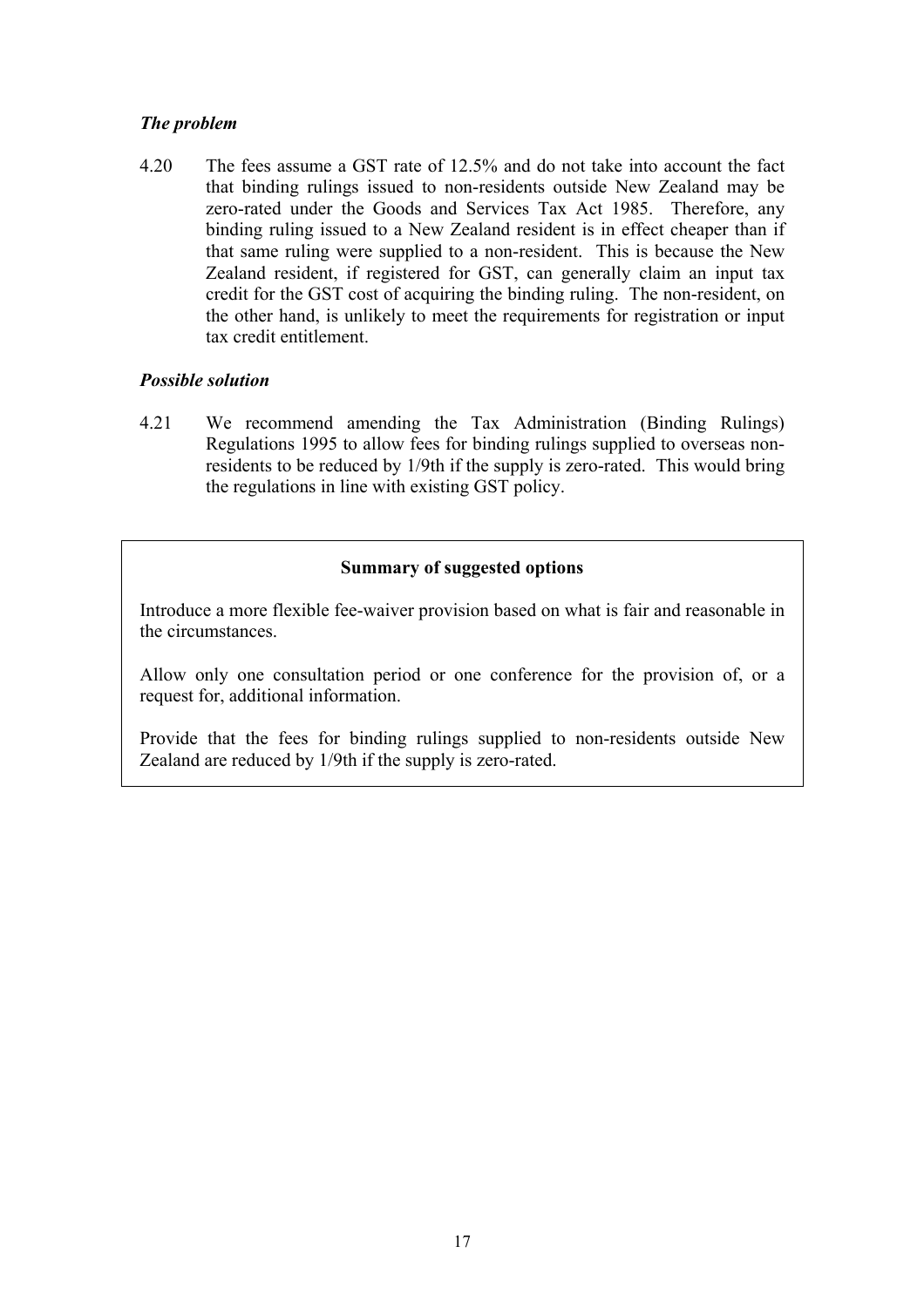### *The problem*

4.20 The fees assume a GST rate of 12.5% and do not take into account the fact that binding rulings issued to non-residents outside New Zealand may be zero-rated under the Goods and Services Tax Act 1985. Therefore, any binding ruling issued to a New Zealand resident is in effect cheaper than if that same ruling were supplied to a non-resident. This is because the New Zealand resident, if registered for GST, can generally claim an input tax credit for the GST cost of acquiring the binding ruling. The non-resident, on the other hand, is unlikely to meet the requirements for registration or input tax credit entitlement.

### *Possible solution*

4.21 We recommend amending the Tax Administration (Binding Rulings) Regulations 1995 to allow fees for binding rulings supplied to overseas non-residents to be reduced by 1/9th if the supply is zero-rated. This would bring the regulations in line with existing GST policy.

**Summary of suggested options**

Introduce a more flexible fee-waiver provision based on what is fair and reasonable in the circumstances.

Allow only one consultation period or one conference for the provision of, or a request for, additional information.

Provide that the fees for binding rulings supplied to non-residents outside New Zealand are reduced by 1/9th if the supply is zero-rated.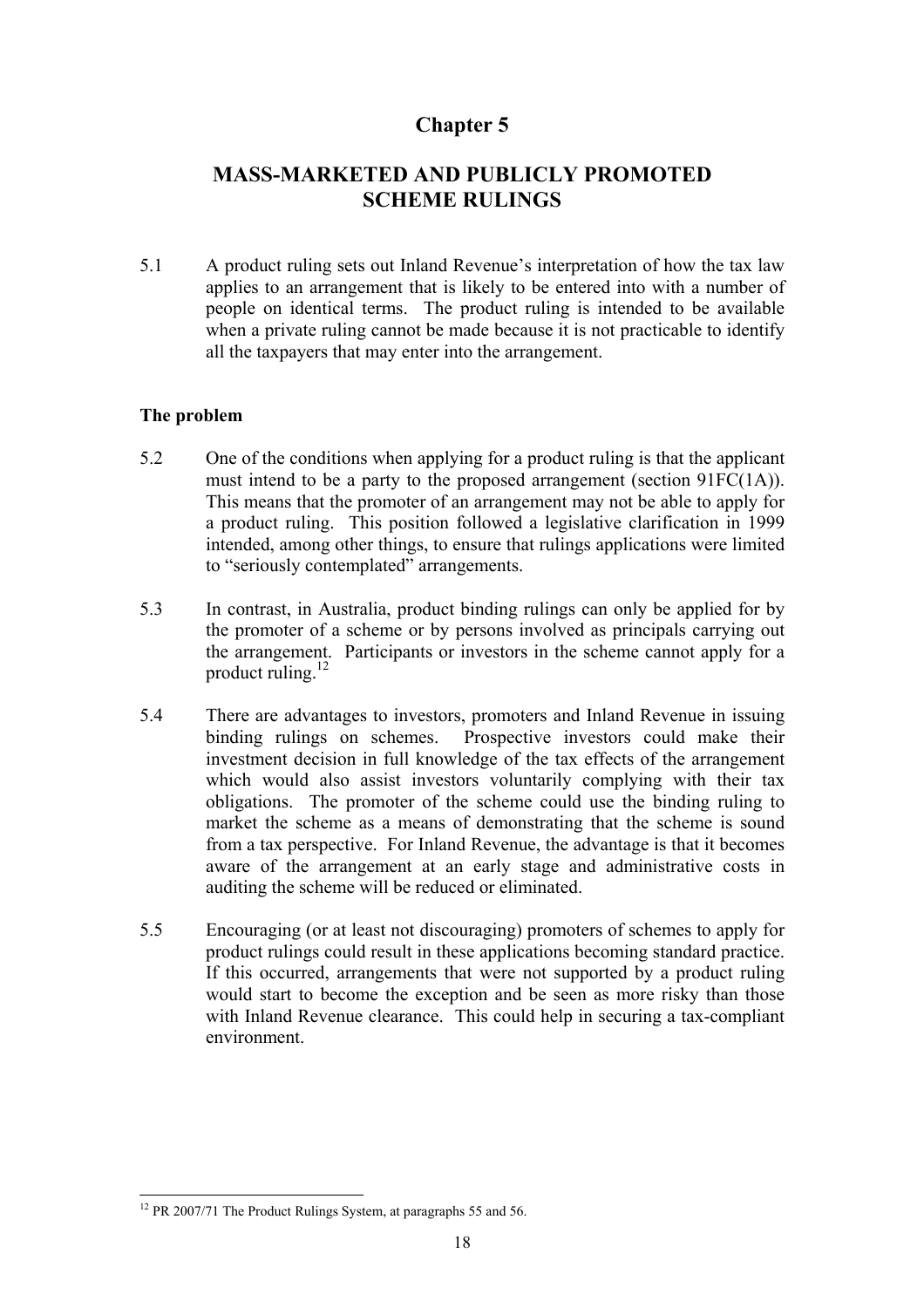# Chapter 5

## MASS-MARKETED AND PUBLICLY PROMOTED SCHEME RULINGS

5.1 A product ruling sets out Inland Revenue's interpretation of how the tax law applies to an arrangement that is likely to be entered into with a number of people on identical terms. The product ruling is intended to be available when a private ruling cannot be made because it is not practicable to identify all the taxpayers that may enter into the arrangement.

### The problem

5.2 One of the conditions when applying for a product ruling is that the applicant must intend to be a party to the proposed arrangement (section 91FC(1A)). This means that the promoter of an arrangement may not be able to apply for a product ruling. This position followed a legislative clarification in 1999 intended, among other things, to ensure that rulings applications were limited to "seriously contemplated" arrangements.

5.3 In contrast, in Australia, product binding rulings can only be applied for by the promoter of a scheme or by persons involved as principals carrying out the arrangement. Participants or investors in the scheme cannot apply for a product ruling.[12]

5.4 There are advantages to investors, promoters and Inland Revenue in issuing binding rulings on schemes. Prospective investors could make their investment decision in full knowledge of the tax effects of the arrangement which would also assist investors voluntarily complying with their tax obligations. The promoter of the scheme could use the binding ruling to market the scheme as a means of demonstrating that the scheme is sound from a tax perspective. For Inland Revenue, the advantage is that it becomes aware of the arrangement at an early stage and administrative costs in auditing the scheme will be reduced or eliminated.

5.5 Encouraging (or at least not discouraging) promoters of schemes to apply for product rulings could result in these applications becoming standard practice. If this occurred, arrangements that were not supported by a product ruling would start to become the exception and be seen as more risky than those with Inland Revenue clearance. This could help in securing a tax-compliant environment.

[12] PR 2007/71 The Product Rulings System, at paragraphs 55 and 56.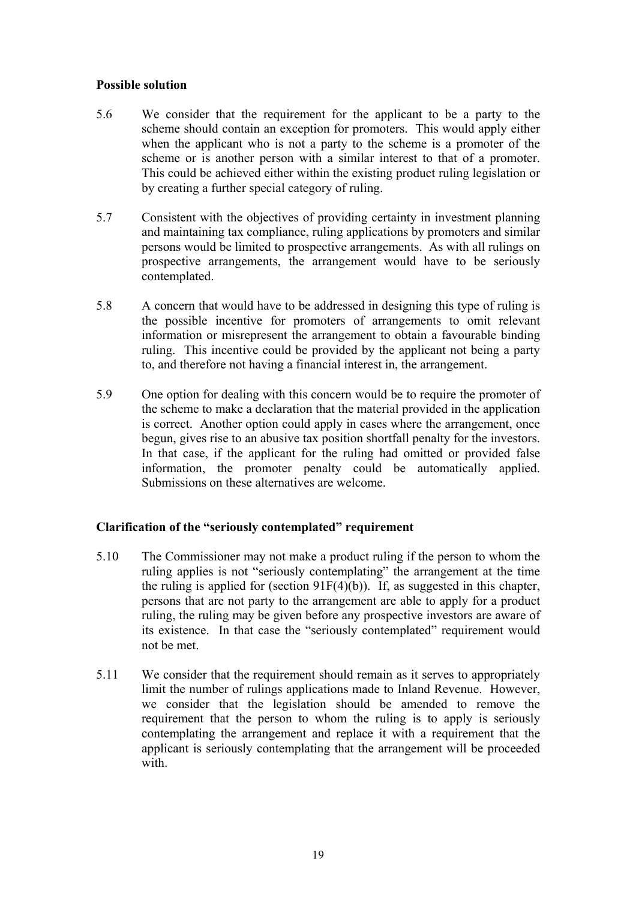**Possible solution**

5.6 We consider that the requirement for the applicant to be a party to the scheme should contain an exception for promoters. This would apply either when the applicant who is not a party to the scheme is a promoter of the scheme or is another person with a similar interest to that of a promoter. This could be achieved either within the existing product ruling legislation or by creating a further special category of ruling.

5.7 Consistent with the objectives of providing certainty in investment planning and maintaining tax compliance, ruling applications by promoters and similar persons would be limited to prospective arrangements. As with all rulings on prospective arrangements, the arrangement would have to be seriously contemplated.

5.8 A concern that would have to be addressed in designing this type of ruling is the possible incentive for promoters of arrangements to omit relevant information or misrepresent the arrangement to obtain a favourable binding ruling. This incentive could be provided by the applicant not being a party to, and therefore not having a financial interest in, the arrangement.

5.9 One option for dealing with this concern would be to require the promoter of the scheme to make a declaration that the material provided in the application is correct. Another option could apply in cases where the arrangement, once begun, gives rise to an abusive tax position shortfall penalty for the investors. In that case, if the applicant for the ruling had omitted or provided false information, the promoter penalty could be automatically applied. Submissions on these alternatives are welcome.

**Clarification of the "seriously contemplated" requirement**

5.10 The Commissioner may not make a product ruling if the person to whom the ruling applies is not "seriously contemplating" the arrangement at the time the ruling is applied for (section 91F(4)(b)). If, as suggested in this chapter, persons that are not party to the arrangement are able to apply for a product ruling, the ruling may be given before any prospective investors are aware of its existence. In that case the "seriously contemplated" requirement would not be met.

5.11 We consider that the requirement should remain as it serves to appropriately limit the number of rulings applications made to Inland Revenue. However, we consider that the legislation should be amended to remove the requirement that the person to whom the ruling is to apply is seriously contemplating the arrangement and replace it with a requirement that the applicant is seriously contemplating that the arrangement will be proceeded with.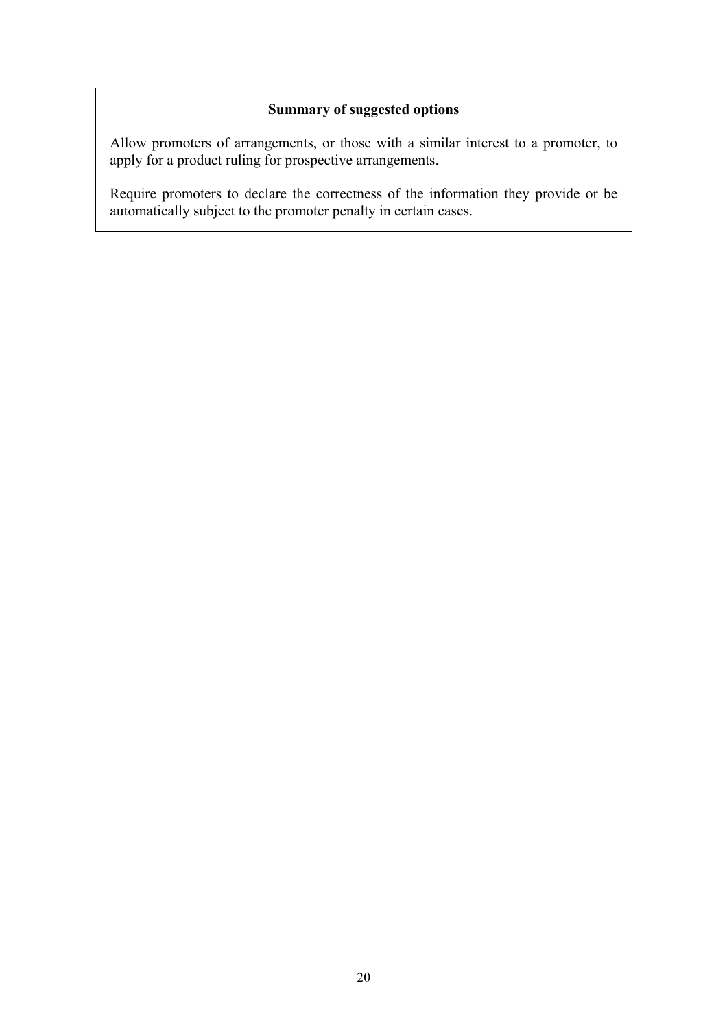**Summary of suggested options**

Allow promoters of arrangements, or those with a similar interest to a promoter, to apply for a product ruling for prospective arrangements.

Require promoters to declare the correctness of the information they provide or be automatically subject to the promoter penalty in certain cases.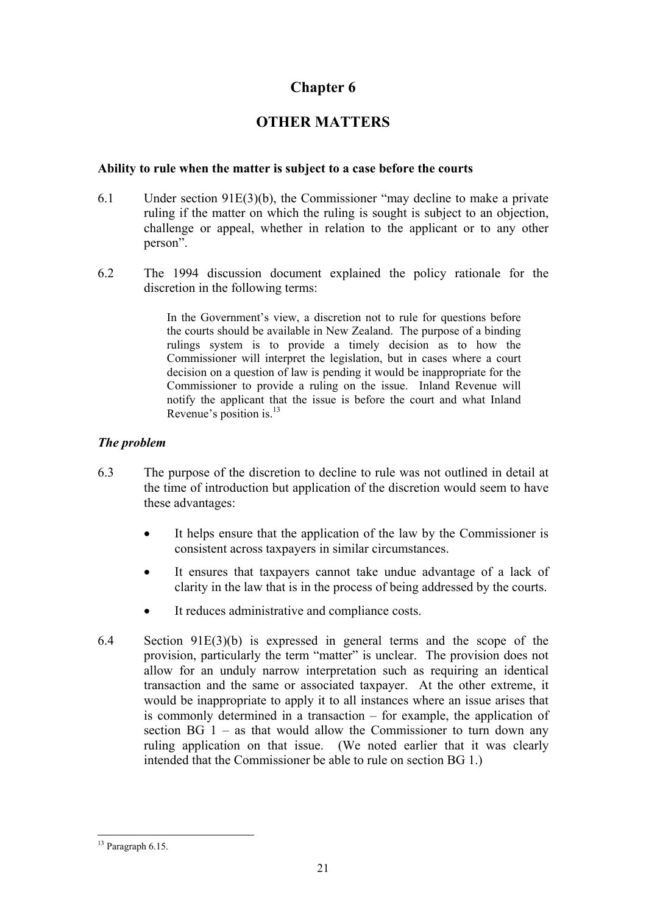# Chapter 6

## OTHER MATTERS

**Ability to rule when the matter is subject to a case before the courts**

6.1 Under section 91E(3)(b), the Commissioner "may decline to make a private ruling if the matter on which the ruling is sought is subject to an objection, challenge or appeal, whether in relation to the applicant or to any other person".

6.2 The 1994 discussion document explained the policy rationale for the discretion in the following terms:

> In the Government's view, a discretion not to rule for questions before the courts should be available in New Zealand. The purpose of a binding rulings system is to provide a timely decision as to how the Commissioner will interpret the legislation, but in cases where a court decision on a question of law is pending it would be inappropriate for the Commissioner to provide a ruling on the issue. Inland Revenue will notify the applicant that the issue is before the court and what Inland Revenue's position is.[13]

***The problem***

6.3 The purpose of the discretion to decline to rule was not outlined in detail at the time of introduction but application of the discretion would seem to have these advantages:

- It helps ensure that the application of the law by the Commissioner is consistent across taxpayers in similar circumstances.
- It ensures that taxpayers cannot take undue advantage of a lack of clarity in the law that is in the process of being addressed by the courts.
- It reduces administrative and compliance costs.

6.4 Section 91E(3)(b) is expressed in general terms and the scope of the provision, particularly the term "matter" is unclear. The provision does not allow for an unduly narrow interpretation such as requiring an identical transaction and the same or associated taxpayer. At the other extreme, it would be inappropriate to apply it to all instances where an issue arises that is commonly determined in a transaction – for example, the application of section BG 1 – as that would allow the Commissioner to turn down any ruling application on that issue. (We noted earlier that it was clearly intended that the Commissioner be able to rule on section BG 1.)

---

[13] Paragraph 6.15.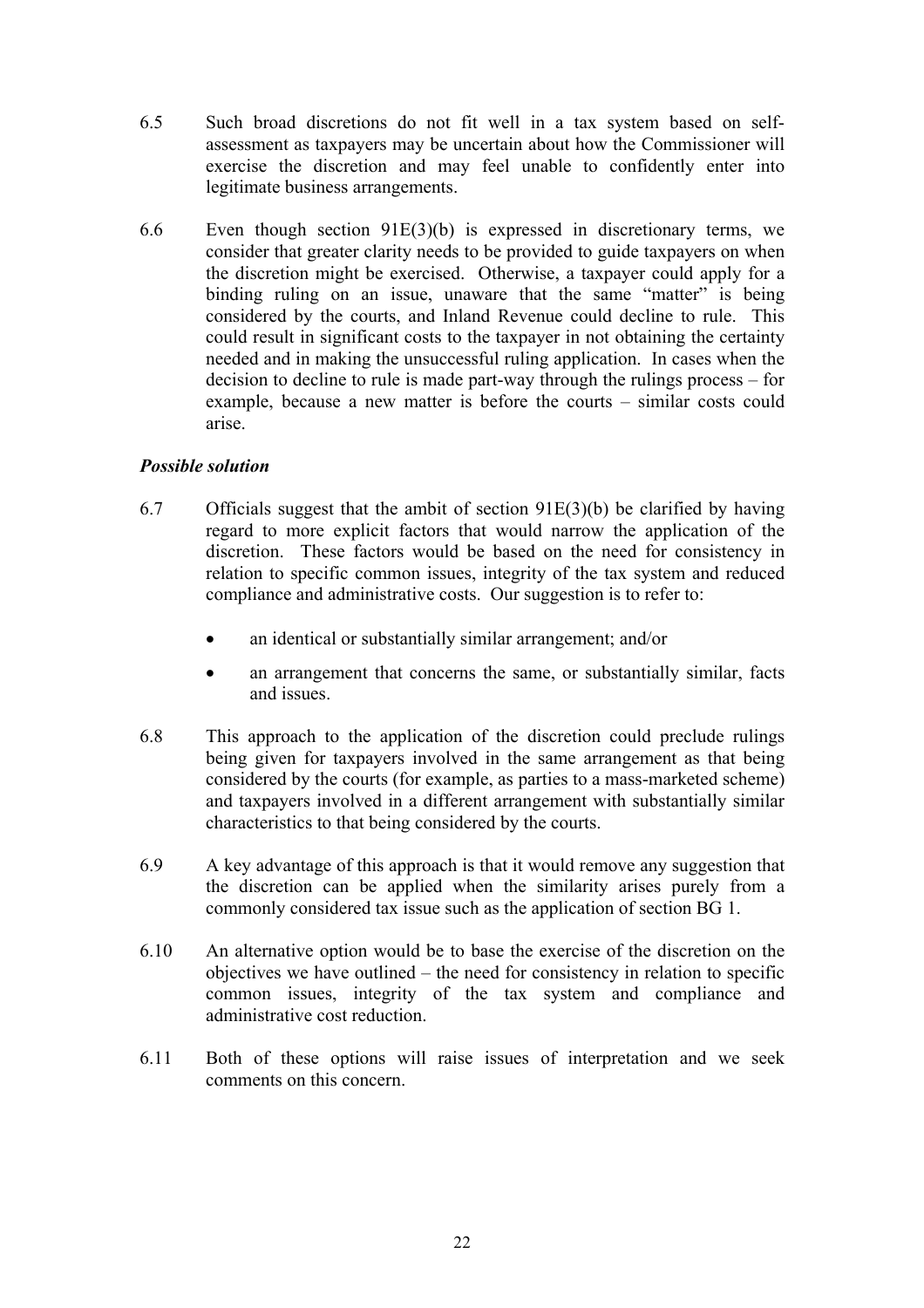6.5 Such broad discretions do not fit well in a tax system based on self-assessment as taxpayers may be uncertain about how the Commissioner will exercise the discretion and may feel unable to confidently enter into legitimate business arrangements.

6.6 Even though section 91E(3)(b) is expressed in discretionary terms, we consider that greater clarity needs to be provided to guide taxpayers on when the discretion might be exercised. Otherwise, a taxpayer could apply for a binding ruling on an issue, unaware that the same "matter" is being considered by the courts, and Inland Revenue could decline to rule. This could result in significant costs to the taxpayer in not obtaining the certainty needed and in making the unsuccessful ruling application. In cases when the decision to decline to rule is made part-way through the rulings process – for example, because a new matter is before the courts – similar costs could arise.

***Possible solution***

6.7 Officials suggest that the ambit of section 91E(3)(b) be clarified by having regard to more explicit factors that would narrow the application of the discretion. These factors would be based on the need for consistency in relation to specific common issues, integrity of the tax system and reduced compliance and administrative costs. Our suggestion is to refer to:

- an identical or substantially similar arrangement; and/or
- an arrangement that concerns the same, or substantially similar, facts and issues.

6.8 This approach to the application of the discretion could preclude rulings being given for taxpayers involved in the same arrangement as that being considered by the courts (for example, as parties to a mass-marketed scheme) and taxpayers involved in a different arrangement with substantially similar characteristics to that being considered by the courts.

6.9 A key advantage of this approach is that it would remove any suggestion that the discretion can be applied when the similarity arises purely from a commonly considered tax issue such as the application of section BG 1.

6.10 An alternative option would be to base the exercise of the discretion on the objectives we have outlined – the need for consistency in relation to specific common issues, integrity of the tax system and compliance and administrative cost reduction.

6.11 Both of these options will raise issues of interpretation and we seek comments on this concern.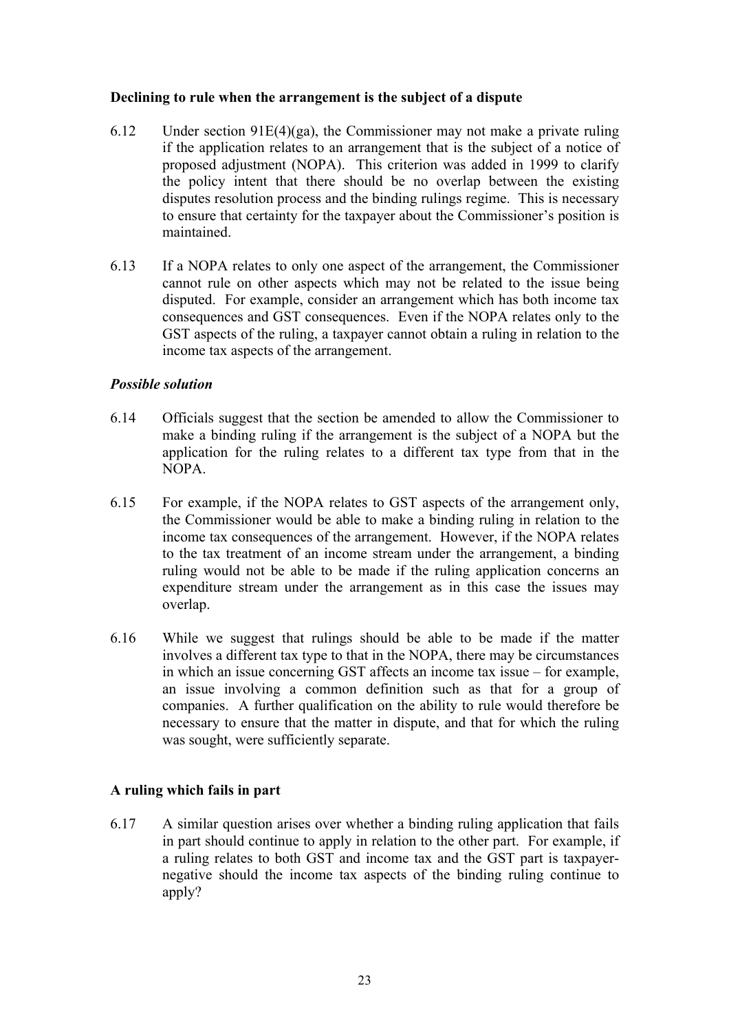### Declining to rule when the arrangement is the subject of a dispute

6.12 Under section 91E(4)(ga), the Commissioner may not make a private ruling if the application relates to an arrangement that is the subject of a notice of proposed adjustment (NOPA). This criterion was added in 1999 to clarify the policy intent that there should be no overlap between the existing disputes resolution process and the binding rulings regime. This is necessary to ensure that certainty for the taxpayer about the Commissioner's position is maintained.

6.13 If a NOPA relates to only one aspect of the arrangement, the Commissioner cannot rule on other aspects which may not be related to the issue being disputed. For example, consider an arrangement which has both income tax consequences and GST consequences. Even if the NOPA relates only to the GST aspects of the ruling, a taxpayer cannot obtain a ruling in relation to the income tax aspects of the arrangement.

#### *Possible solution*

6.14 Officials suggest that the section be amended to allow the Commissioner to make a binding ruling if the arrangement is the subject of a NOPA but the application for the ruling relates to a different tax type from that in the NOPA.

6.15 For example, if the NOPA relates to GST aspects of the arrangement only, the Commissioner would be able to make a binding ruling in relation to the income tax consequences of the arrangement. However, if the NOPA relates to the tax treatment of an income stream under the arrangement, a binding ruling would not be able to be made if the ruling application concerns an expenditure stream under the arrangement as in this case the issues may overlap.

6.16 While we suggest that rulings should be able to be made if the matter involves a different tax type to that in the NOPA, there may be circumstances in which an issue concerning GST affects an income tax issue – for example, an issue involving a common definition such as that for a group of companies. A further qualification on the ability to rule would therefore be necessary to ensure that the matter in dispute, and that for which the ruling was sought, were sufficiently separate.

### A ruling which fails in part

6.17 A similar question arises over whether a binding ruling application that fails in part should continue to apply in relation to the other part. For example, if a ruling relates to both GST and income tax and the GST part is taxpayer-negative should the income tax aspects of the binding ruling continue to apply?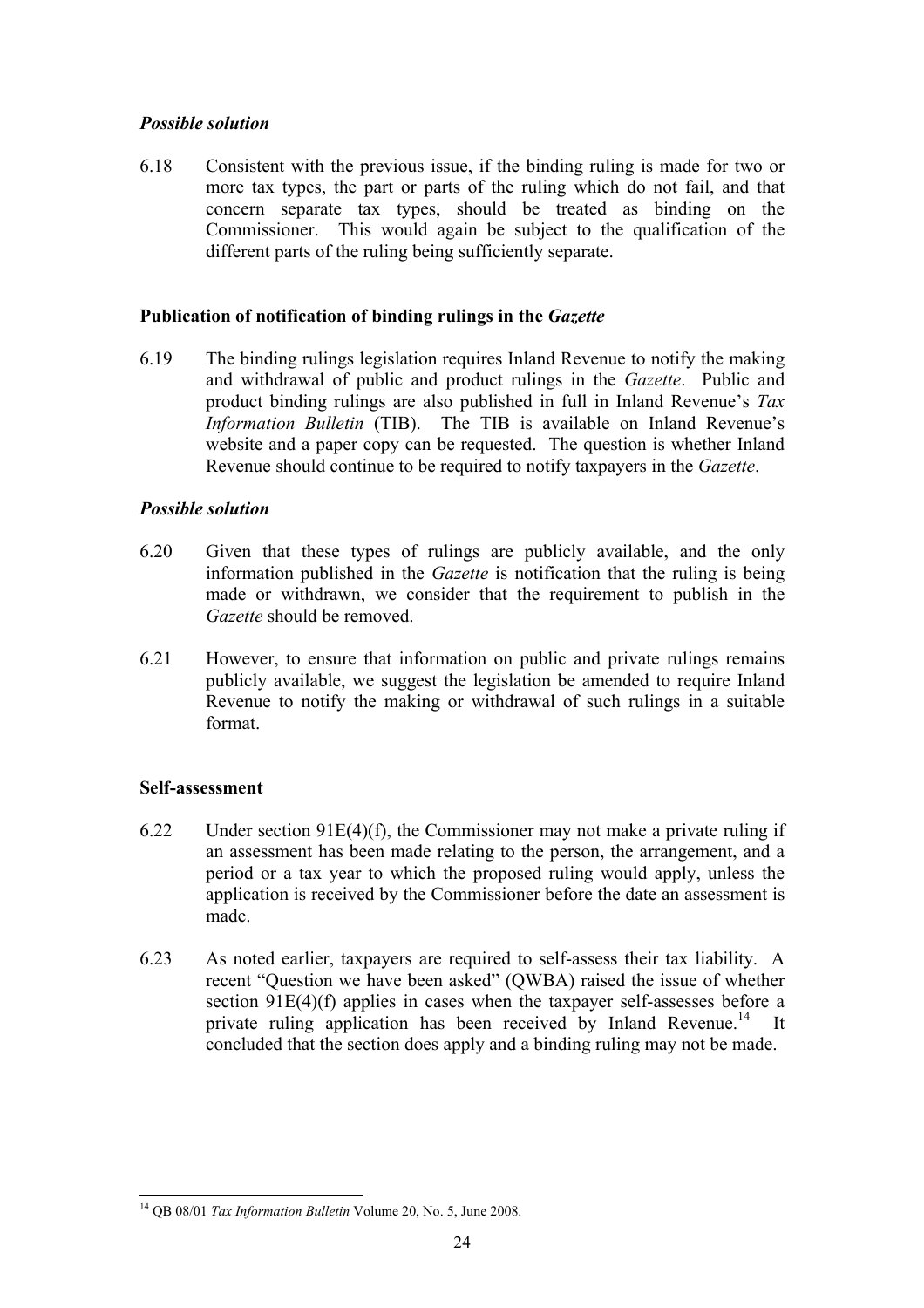### *Possible solution*

6.18 Consistent with the previous issue, if the binding ruling is made for two or more tax types, the part or parts of the ruling which do not fail, and that concern separate tax types, should be treated as binding on the Commissioner. This would again be subject to the qualification of the different parts of the ruling being sufficiently separate.

## Publication of notification of binding rulings in the *Gazette*

6.19 The binding rulings legislation requires Inland Revenue to notify the making and withdrawal of public and product rulings in the *Gazette*. Public and product binding rulings are also published in full in Inland Revenue's *Tax Information Bulletin* (TIB). The TIB is available on Inland Revenue's website and a paper copy can be requested. The question is whether Inland Revenue should continue to be required to notify taxpayers in the *Gazette*.

### *Possible solution*

6.20 Given that these types of rulings are publicly available, and the only information published in the *Gazette* is notification that the ruling is being made or withdrawn, we consider that the requirement to publish in the *Gazette* should be removed.

6.21 However, to ensure that information on public and private rulings remains publicly available, we suggest the legislation be amended to require Inland Revenue to notify the making or withdrawal of such rulings in a suitable format.

## Self-assessment

6.22 Under section 91E(4)(f), the Commissioner may not make a private ruling if an assessment has been made relating to the person, the arrangement, and a period or a tax year to which the proposed ruling would apply, unless the application is received by the Commissioner before the date an assessment is made.

6.23 As noted earlier, taxpayers are required to self-assess their tax liability. A recent "Question we have been asked" (QWBA) raised the issue of whether section 91E(4)(f) applies in cases when the taxpayer self-assesses before a private ruling application has been received by Inland Revenue.[14] It concluded that the section does apply and a binding ruling may not be made.

---

[14] QB 08/01 *Tax Information Bulletin* Volume 20, No. 5, June 2008.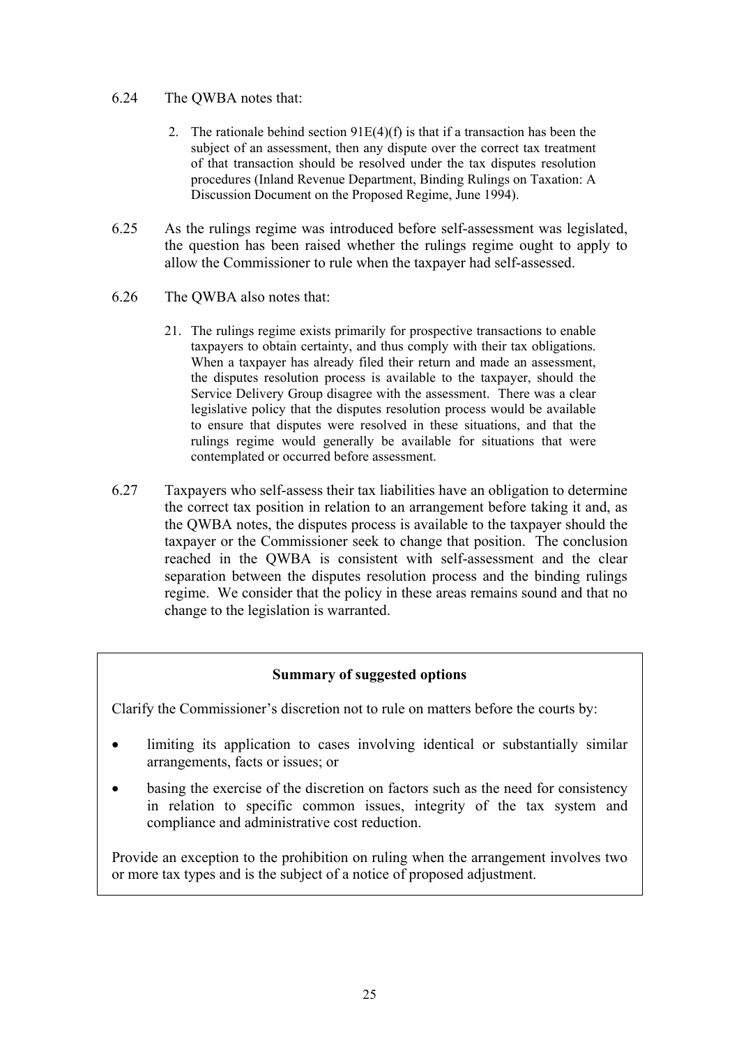6.24 The QWBA notes that:

> 2. The rationale behind section 91E(4)(f) is that if a transaction has been the subject of an assessment, then any dispute over the correct tax treatment of that transaction should be resolved under the tax disputes resolution procedures (Inland Revenue Department, Binding Rulings on Taxation: A Discussion Document on the Proposed Regime, June 1994).

6.25 As the rulings regime was introduced before self-assessment was legislated, the question has been raised whether the rulings regime ought to apply to allow the Commissioner to rule when the taxpayer had self-assessed.

6.26 The QWBA also notes that:

> 21. The rulings regime exists primarily for prospective transactions to enable taxpayers to obtain certainty, and thus comply with their tax obligations. When a taxpayer has already filed their return and made an assessment, the disputes resolution process is available to the taxpayer, should the Service Delivery Group disagree with the assessment. There was a clear legislative policy that the disputes resolution process would be available to ensure that disputes were resolved in these situations, and that the rulings regime would generally be available for situations that were contemplated or occurred before assessment.

6.27 Taxpayers who self-assess their tax liabilities have an obligation to determine the correct tax position in relation to an arrangement before taking it and, as the QWBA notes, the disputes process is available to the taxpayer should the taxpayer or the Commissioner seek to change that position. The conclusion reached in the QWBA is consistent with self-assessment and the clear separation between the disputes resolution process and the binding rulings regime. We consider that the policy in these areas remains sound and that no change to the legislation is warranted.

**Summary of suggested options**

Clarify the Commissioner's discretion not to rule on matters before the courts by:

- limiting its application to cases involving identical or substantially similar arrangements, facts or issues; or
- basing the exercise of the discretion on factors such as the need for consistency in relation to specific common issues, integrity of the tax system and compliance and administrative cost reduction.

Provide an exception to the prohibition on ruling when the arrangement involves two or more tax types and is the subject of a notice of proposed adjustment.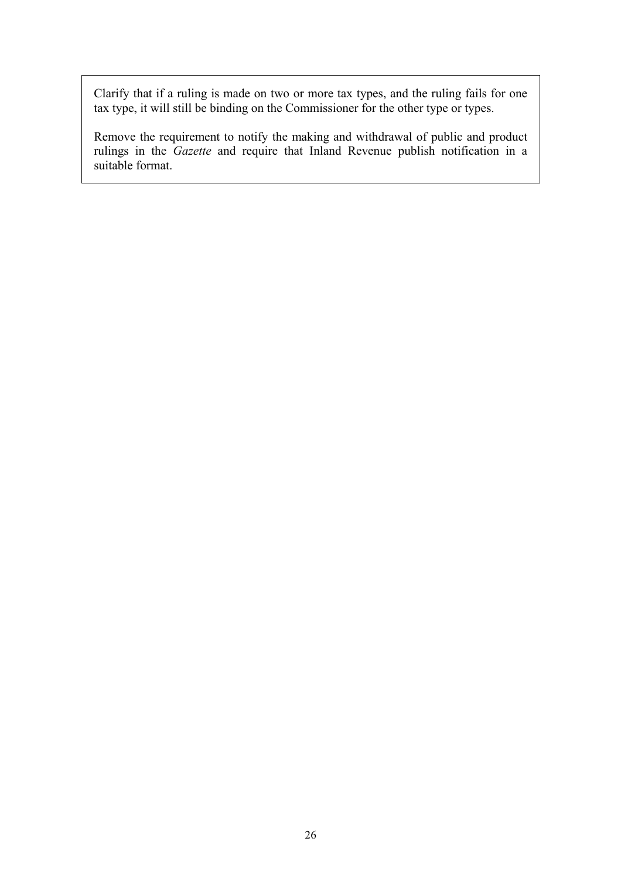Clarify that if a ruling is made on two or more tax types, and the ruling fails for one tax type, it will still be binding on the Commissioner for the other type or types.

Remove the requirement to notify the making and withdrawal of public and product rulings in the *Gazette* and require that Inland Revenue publish notification in a suitable format.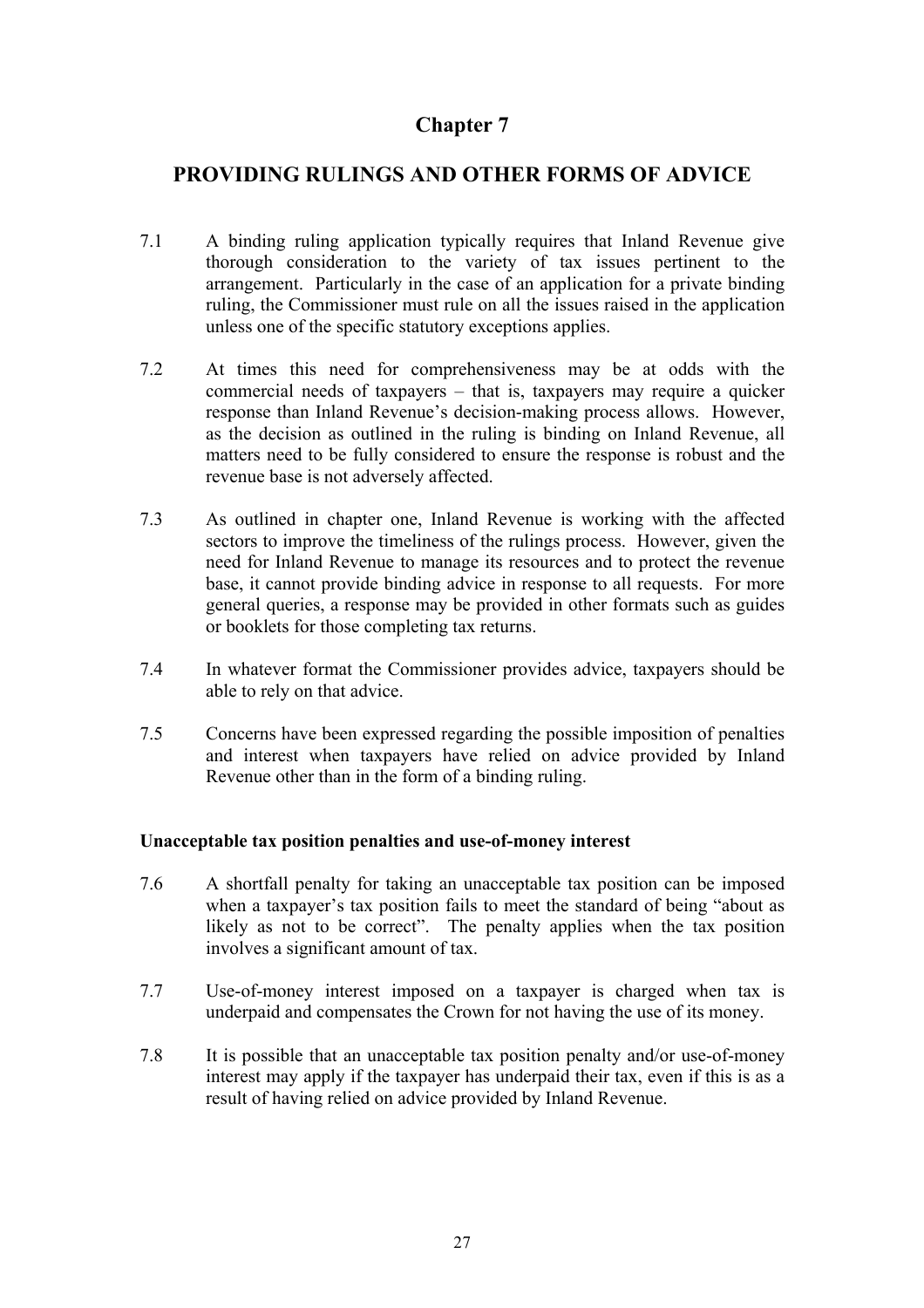# Chapter 7

## PROVIDING RULINGS AND OTHER FORMS OF ADVICE

7.1 A binding ruling application typically requires that Inland Revenue give thorough consideration to the variety of tax issues pertinent to the arrangement. Particularly in the case of an application for a private binding ruling, the Commissioner must rule on all the issues raised in the application unless one of the specific statutory exceptions applies.

7.2 At times this need for comprehensiveness may be at odds with the commercial needs of taxpayers – that is, taxpayers may require a quicker response than Inland Revenue's decision-making process allows. However, as the decision as outlined in the ruling is binding on Inland Revenue, all matters need to be fully considered to ensure the response is robust and the revenue base is not adversely affected.

7.3 As outlined in chapter one, Inland Revenue is working with the affected sectors to improve the timeliness of the rulings process. However, given the need for Inland Revenue to manage its resources and to protect the revenue base, it cannot provide binding advice in response to all requests. For more general queries, a response may be provided in other formats such as guides or booklets for those completing tax returns.

7.4 In whatever format the Commissioner provides advice, taxpayers should be able to rely on that advice.

7.5 Concerns have been expressed regarding the possible imposition of penalties and interest when taxpayers have relied on advice provided by Inland Revenue other than in the form of a binding ruling.

### Unacceptable tax position penalties and use-of-money interest

7.6 A shortfall penalty for taking an unacceptable tax position can be imposed when a taxpayer's tax position fails to meet the standard of being "about as likely as not to be correct". The penalty applies when the tax position involves a significant amount of tax.

7.7 Use-of-money interest imposed on a taxpayer is charged when tax is underpaid and compensates the Crown for not having the use of its money.

7.8 It is possible that an unacceptable tax position penalty and/or use-of-money interest may apply if the taxpayer has underpaid their tax, even if this is as a result of having relied on advice provided by Inland Revenue.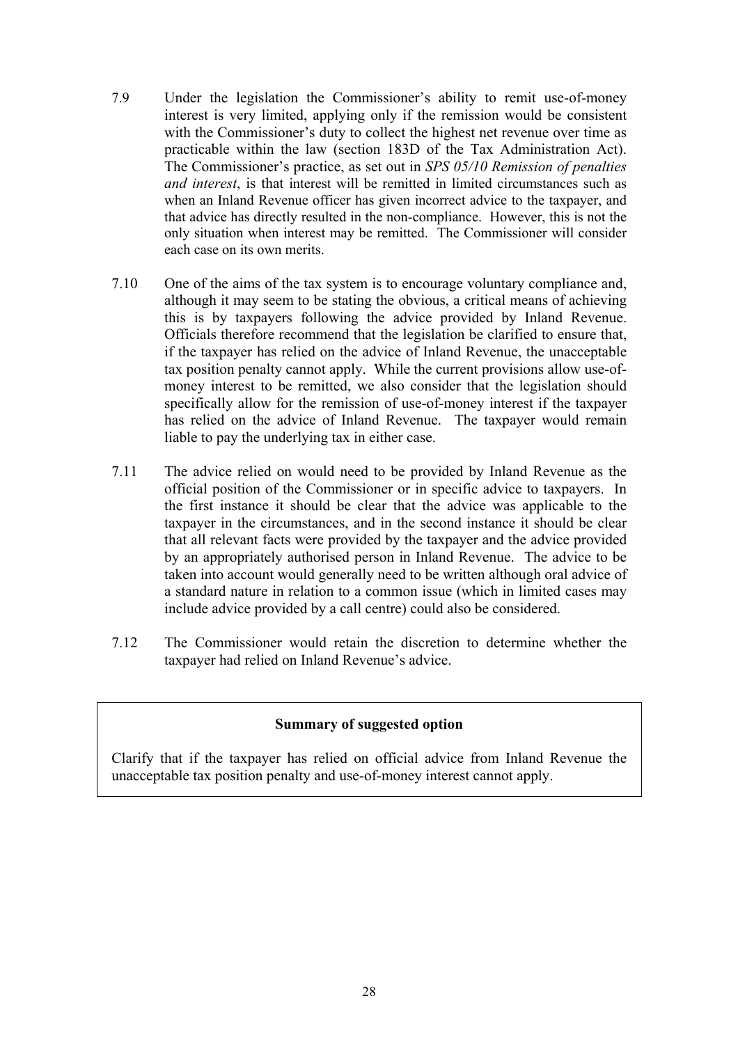7.9 Under the legislation the Commissioner's ability to remit use-of-money interest is very limited, applying only if the remission would be consistent with the Commissioner's duty to collect the highest net revenue over time as practicable within the law (section 183D of the Tax Administration Act). The Commissioner's practice, as set out in *SPS 05/10 Remission of penalties and interest*, is that interest will be remitted in limited circumstances such as when an Inland Revenue officer has given incorrect advice to the taxpayer, and that advice has directly resulted in the non-compliance. However, this is not the only situation when interest may be remitted. The Commissioner will consider each case on its own merits.

7.10 One of the aims of the tax system is to encourage voluntary compliance and, although it may seem to be stating the obvious, a critical means of achieving this is by taxpayers following the advice provided by Inland Revenue. Officials therefore recommend that the legislation be clarified to ensure that, if the taxpayer has relied on the advice of Inland Revenue, the unacceptable tax position penalty cannot apply. While the current provisions allow use-of-money interest to be remitted, we also consider that the legislation should specifically allow for the remission of use-of-money interest if the taxpayer has relied on the advice of Inland Revenue. The taxpayer would remain liable to pay the underlying tax in either case.

7.11 The advice relied on would need to be provided by Inland Revenue as the official position of the Commissioner or in specific advice to taxpayers. In the first instance it should be clear that the advice was applicable to the taxpayer in the circumstances, and in the second instance it should be clear that all relevant facts were provided by the taxpayer and the advice provided by an appropriately authorised person in Inland Revenue. The advice to be taken into account would generally need to be written although oral advice of a standard nature in relation to a common issue (which in limited cases may include advice provided by a call centre) could also be considered.

7.12 The Commissioner would retain the discretion to determine whether the taxpayer had relied on Inland Revenue's advice.

**Summary of suggested option**

Clarify that if the taxpayer has relied on official advice from Inland Revenue the unacceptable tax position penalty and use-of-money interest cannot apply.